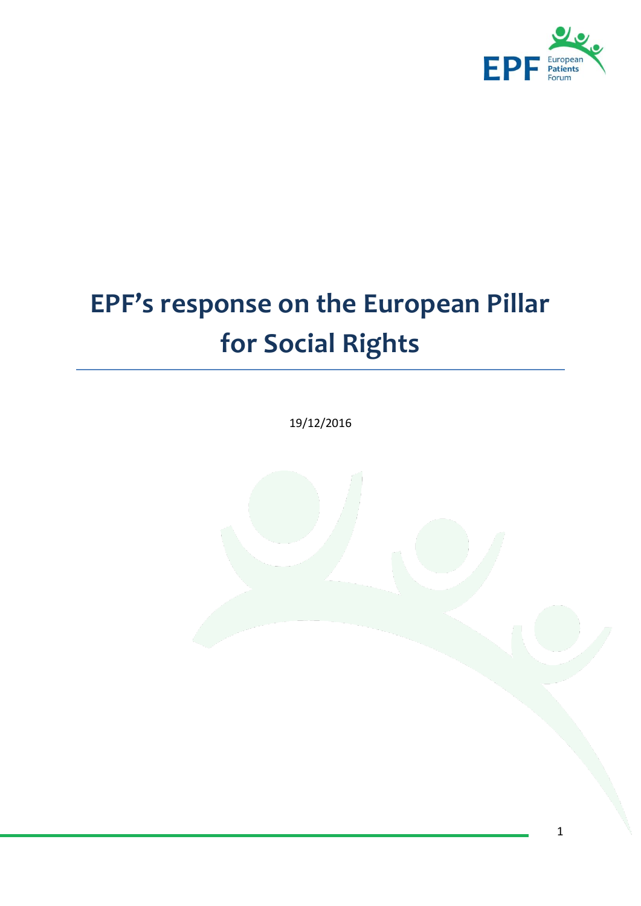# EPF's response on the European Pillar for Social Rights

19/12/2016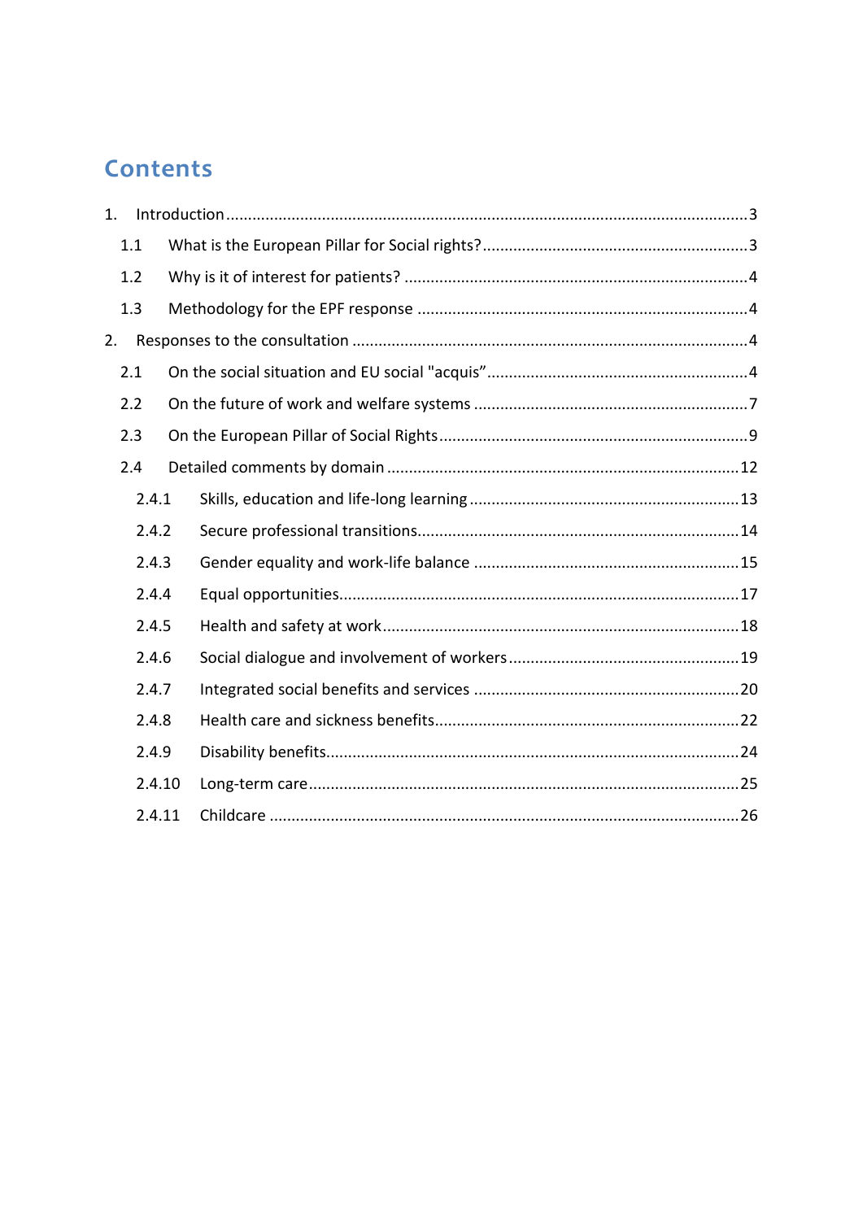# Contents

1. Introduction ..... 3
   - 1.1 What is the European Pillar for Social rights? ..... 3
   - 1.2 Why is it of interest for patients? ..... 4
   - 1.3 Methodology for the EPF response ..... 4
2. Responses to the consultation ..... 4
   - 2.1 On the social situation and EU social "acquis" ..... 4
   - 2.2 On the future of work and welfare systems ..... 7
   - 2.3 On the European Pillar of Social Rights ..... 9
   - 2.4 Detailed comments by domain ..... 12
     - 2.4.1 Skills, education and life-long learning ..... 13
     - 2.4.2 Secure professional transitions ..... 14
     - 2.4.3 Gender equality and work-life balance ..... 15
     - 2.4.4 Equal opportunities ..... 17
     - 2.4.5 Health and safety at work ..... 18
     - 2.4.6 Social dialogue and involvement of workers ..... 19
     - 2.4.7 Integrated social benefits and services ..... 20
     - 2.4.8 Health care and sickness benefits ..... 22
     - 2.4.9 Disability benefits ..... 24
     - 2.4.10 Long-term care ..... 25
     - 2.4.11 Childcare ..... 26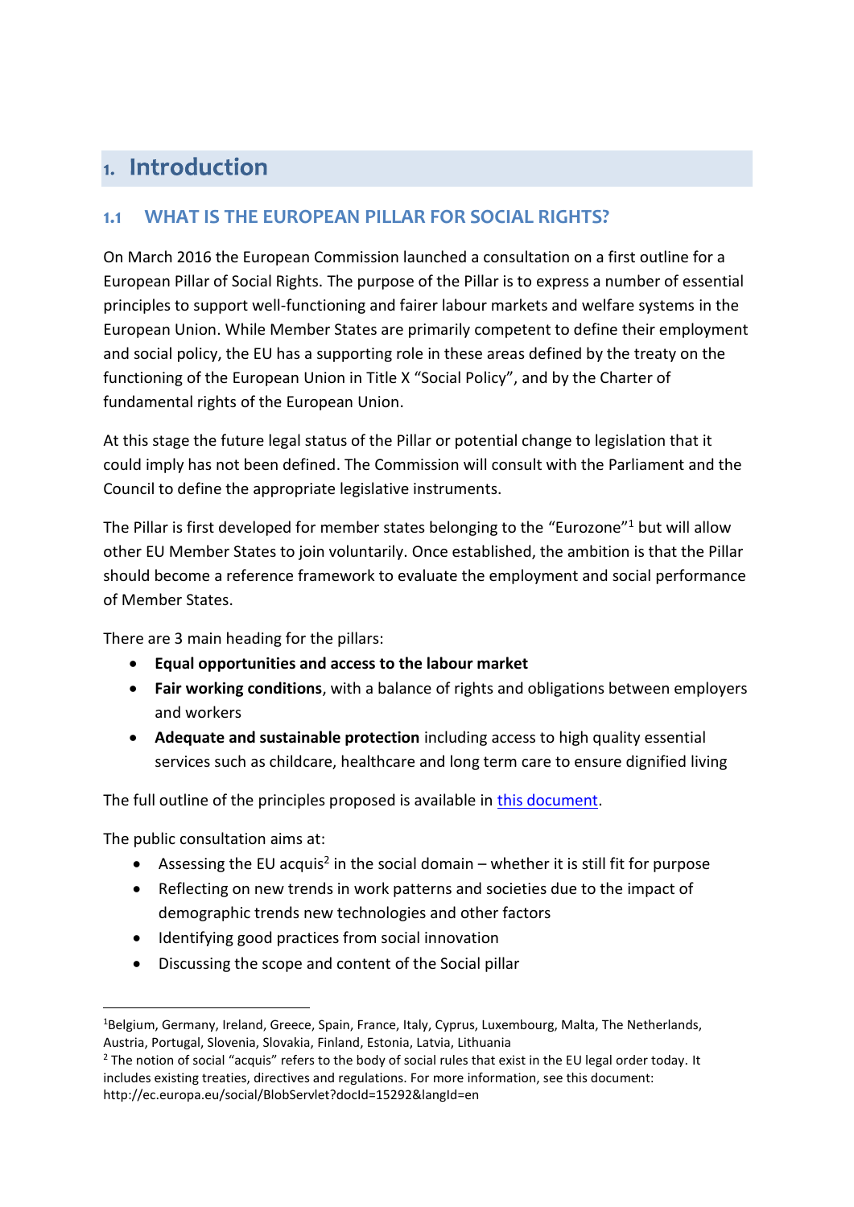# 1. Introduction

## 1.1 WHAT IS THE EUROPEAN PILLAR FOR SOCIAL RIGHTS?

On March 2016 the European Commission launched a consultation on a first outline for a European Pillar of Social Rights. The purpose of the Pillar is to express a number of essential principles to support well-functioning and fairer labour markets and welfare systems in the European Union. While Member States are primarily competent to define their employment and social policy, the EU has a supporting role in these areas defined by the treaty on the functioning of the European Union in Title X "Social Policy", and by the Charter of fundamental rights of the European Union.

At this stage the future legal status of the Pillar or potential change to legislation that it could imply has not been defined. The Commission will consult with the Parliament and the Council to define the appropriate legislative instruments.

The Pillar is first developed for member states belonging to the "Eurozone"[1] but will allow other EU Member States to join voluntarily. Once established, the ambition is that the Pillar should become a reference framework to evaluate the employment and social performance of Member States.

There are 3 main heading for the pillars:

- **Equal opportunities and access to the labour market**
- **Fair working conditions**, with a balance of rights and obligations between employers and workers
- **Adequate and sustainable protection** including access to high quality essential services such as childcare, healthcare and long term care to ensure dignified living

The full outline of the principles proposed is available in [this document](#).

The public consultation aims at:

- Assessing the EU acquis[2] in the social domain – whether it is still fit for purpose
- Reflecting on new trends in work patterns and societies due to the impact of demographic trends new technologies and other factors
- Identifying good practices from social innovation
- Discussing the scope and content of the Social pillar

---

[1] Belgium, Germany, Ireland, Greece, Spain, France, Italy, Cyprus, Luxembourg, Malta, The Netherlands, Austria, Portugal, Slovenia, Slovakia, Finland, Estonia, Latvia, Lithuania

[2] The notion of social "acquis" refers to the body of social rules that exist in the EU legal order today. It includes existing treaties, directives and regulations. For more information, see this document: http://ec.europa.eu/social/BlobServlet?docId=15292&langId=en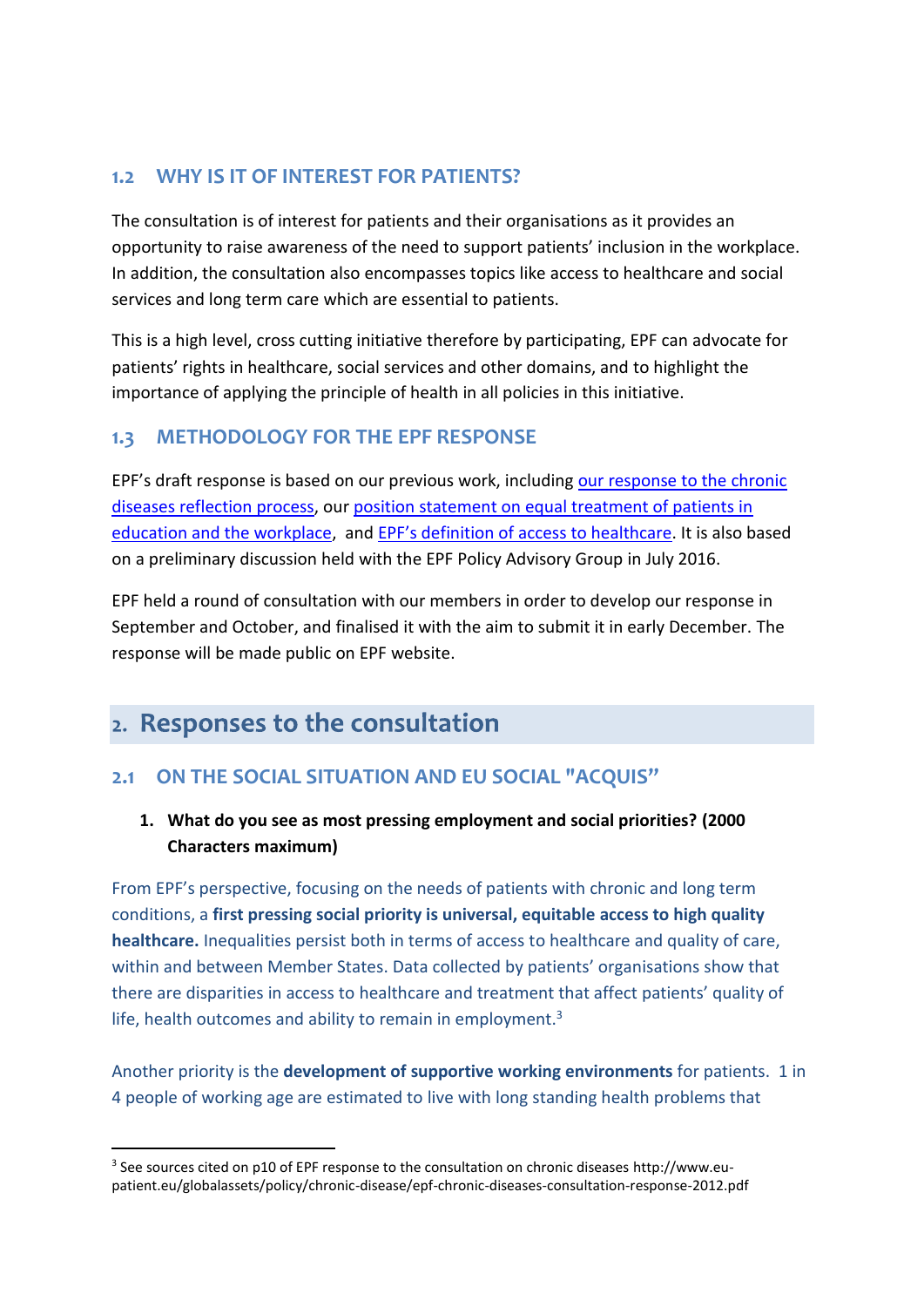### 1.2 WHY IS IT OF INTEREST FOR PATIENTS?

The consultation is of interest for patients and their organisations as it provides an opportunity to raise awareness of the need to support patients' inclusion in the workplace. In addition, the consultation also encompasses topics like access to healthcare and social services and long term care which are essential to patients.

This is a high level, cross cutting initiative therefore by participating, EPF can advocate for patients' rights in healthcare, social services and other domains, and to highlight the importance of applying the principle of health in all policies in this initiative.

### 1.3 METHODOLOGY FOR THE EPF RESPONSE

EPF's draft response is based on our previous work, including [our response to the chronic diseases reflection process], our [position statement on equal treatment of patients in education and the workplace], and [EPF's definition of access to healthcare]. It is also based on a preliminary discussion held with the EPF Policy Advisory Group in July 2016.

EPF held a round of consultation with our members in order to develop our response in September and October, and finalised it with the aim to submit it in early December. The response will be made public on EPF website.

## 2. Responses to the consultation

### 2.1 ON THE SOCIAL SITUATION AND EU SOCIAL "ACQUIS"

1. **What do you see as most pressing employment and social priorities? (2000 Characters maximum)**

From EPF's perspective, focusing on the needs of patients with chronic and long term conditions, a **first pressing social priority is universal, equitable access to high quality healthcare.** Inequalities persist both in terms of access to healthcare and quality of care, within and between Member States. Data collected by patients' organisations show that there are disparities in access to healthcare and treatment that affect patients' quality of life, health outcomes and ability to remain in employment.[3]

Another priority is the **development of supportive working environments** for patients. 1 in 4 people of working age are estimated to live with long standing health problems that

---

[3] See sources cited on p10 of EPF response to the consultation on chronic diseases http://www.eu-patient.eu/globalassets/policy/chronic-disease/epf-chronic-diseases-consultation-response-2012.pdf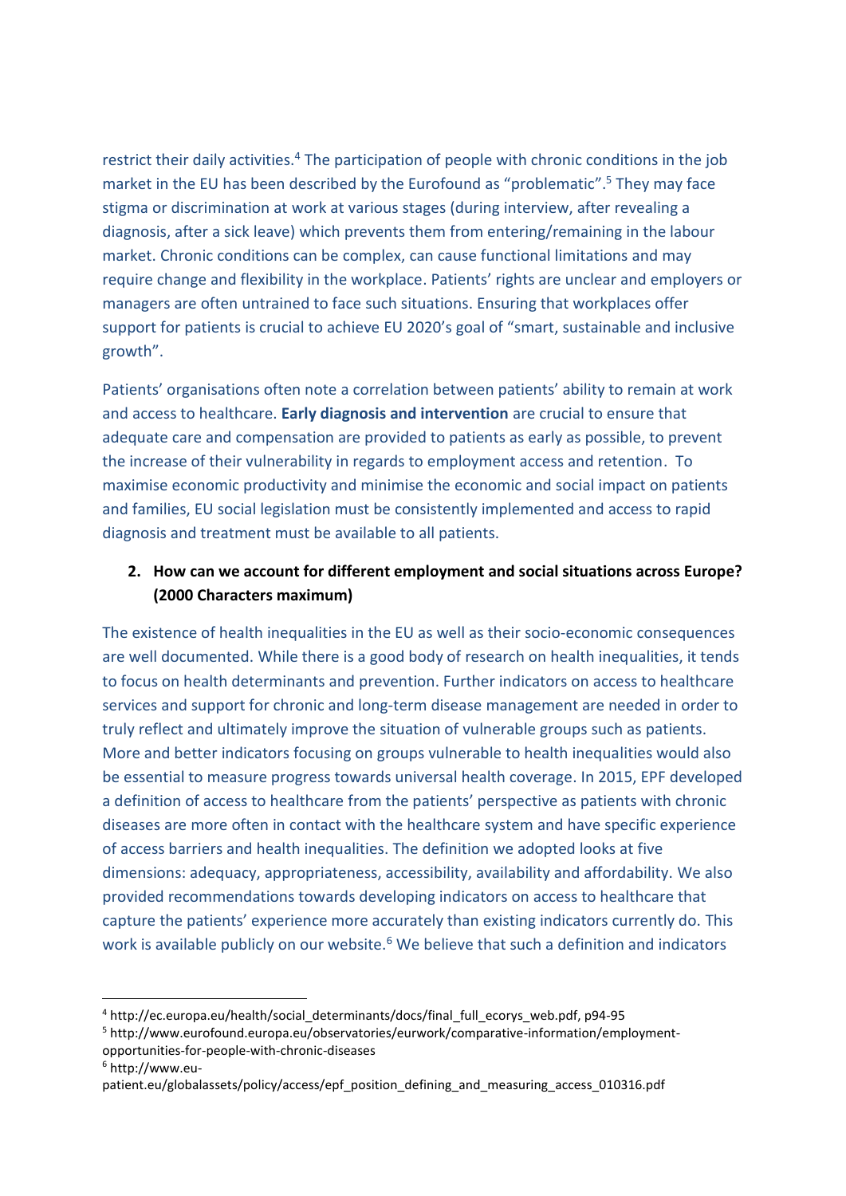restrict their daily activities.[4] The participation of people with chronic conditions in the job market in the EU has been described by the Eurofound as "problematic".[5] They may face stigma or discrimination at work at various stages (during interview, after revealing a diagnosis, after a sick leave) which prevents them from entering/remaining in the labour market. Chronic conditions can be complex, can cause functional limitations and may require change and flexibility in the workplace. Patients' rights are unclear and employers or managers are often untrained to face such situations. Ensuring that workplaces offer support for patients is crucial to achieve EU 2020's goal of "smart, sustainable and inclusive growth".

Patients' organisations often note a correlation between patients' ability to remain at work and access to healthcare. **Early diagnosis and intervention** are crucial to ensure that adequate care and compensation are provided to patients as early as possible, to prevent the increase of their vulnerability in regards to employment access and retention. To maximise economic productivity and minimise the economic and social impact on patients and families, EU social legislation must be consistently implemented and access to rapid diagnosis and treatment must be available to all patients.

2. **How can we account for different employment and social situations across Europe? (2000 Characters maximum)**

The existence of health inequalities in the EU as well as their socio-economic consequences are well documented. While there is a good body of research on health inequalities, it tends to focus on health determinants and prevention. Further indicators on access to healthcare services and support for chronic and long-term disease management are needed in order to truly reflect and ultimately improve the situation of vulnerable groups such as patients. More and better indicators focusing on groups vulnerable to health inequalities would also be essential to measure progress towards universal health coverage. In 2015, EPF developed a definition of access to healthcare from the patients' perspective as patients with chronic diseases are more often in contact with the healthcare system and have specific experience of access barriers and health inequalities. The definition we adopted looks at five dimensions: adequacy, appropriateness, accessibility, availability and affordability. We also provided recommendations towards developing indicators on access to healthcare that capture the patients' experience more accurately than existing indicators currently do. This work is available publicly on our website.[6] We believe that such a definition and indicators

---

[4] http://ec.europa.eu/health/social_determinants/docs/final_full_ecorys_web.pdf, p94-95

[5] http://www.eurofound.europa.eu/observatories/eurwork/comparative-information/employment-opportunities-for-people-with-chronic-diseases

[6] http://www.eu-patient.eu/globalassets/policy/access/epf_position_defining_and_measuring_access_010316.pdf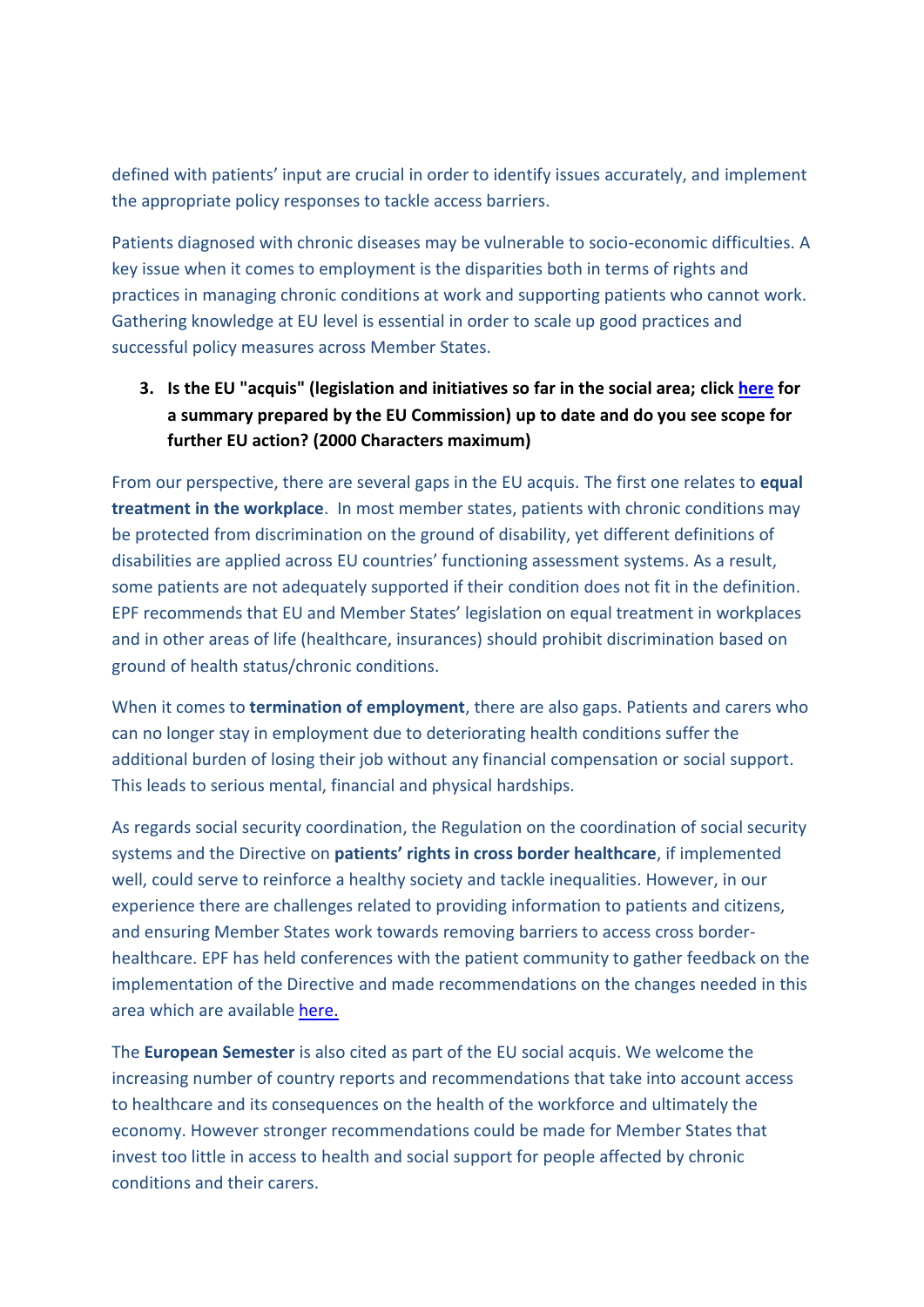defined with patients' input are crucial in order to identify issues accurately, and implement the appropriate policy responses to tackle access barriers.

Patients diagnosed with chronic diseases may be vulnerable to socio-economic difficulties. A key issue when it comes to employment is the disparities both in terms of rights and practices in managing chronic conditions at work and supporting patients who cannot work. Gathering knowledge at EU level is essential in order to scale up good practices and successful policy measures across Member States.

3. **Is the EU "acquis" (legislation and initiatives so far in the social area; click here for a summary prepared by the EU Commission) up to date and do you see scope for further EU action? (2000 Characters maximum)**

From our perspective, there are several gaps in the EU acquis. The first one relates to **equal treatment in the workplace**. In most member states, patients with chronic conditions may be protected from discrimination on the ground of disability, yet different definitions of disabilities are applied across EU countries' functioning assessment systems. As a result, some patients are not adequately supported if their condition does not fit in the definition. EPF recommends that EU and Member States' legislation on equal treatment in workplaces and in other areas of life (healthcare, insurances) should prohibit discrimination based on ground of health status/chronic conditions.

When it comes to **termination of employment**, there are also gaps. Patients and carers who can no longer stay in employment due to deteriorating health conditions suffer the additional burden of losing their job without any financial compensation or social support. This leads to serious mental, financial and physical hardships.

As regards social security coordination, the Regulation on the coordination of social security systems and the Directive on **patients' rights in cross border healthcare**, if implemented well, could serve to reinforce a healthy society and tackle inequalities. However, in our experience there are challenges related to providing information to patients and citizens, and ensuring Member States work towards removing barriers to access cross border-healthcare. EPF has held conferences with the patient community to gather feedback on the implementation of the Directive and made recommendations on the changes needed in this area which are available here.

The **European Semester** is also cited as part of the EU social acquis. We welcome the increasing number of country reports and recommendations that take into account access to healthcare and its consequences on the health of the workforce and ultimately the economy. However stronger recommendations could be made for Member States that invest too little in access to health and social support for people affected by chronic conditions and their carers.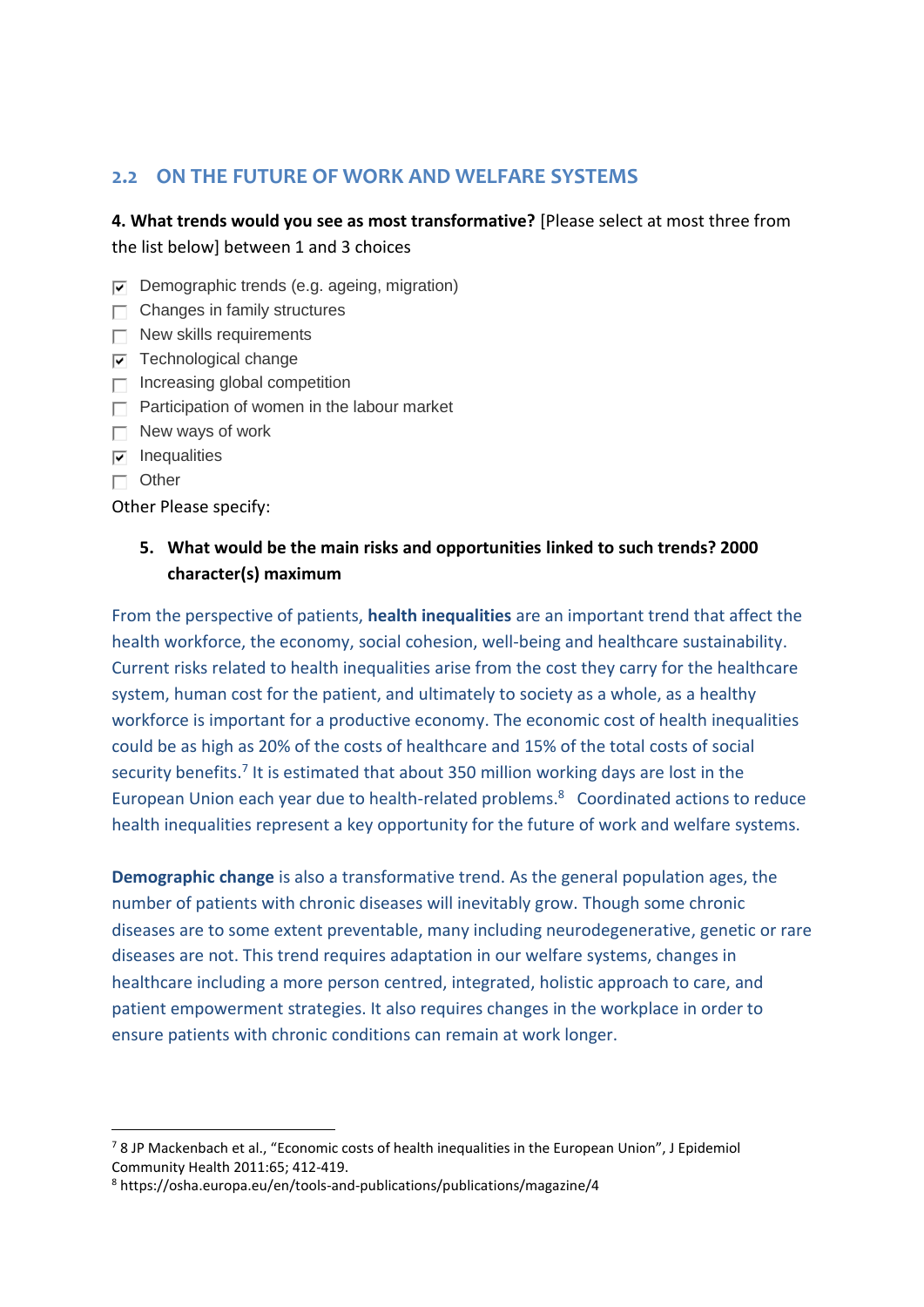## 2.2 ON THE FUTURE OF WORK AND WELFARE SYSTEMS

**4. What trends would you see as most transformative?** [Please select at most three from the list below] between 1 and 3 choices

- [x] Demographic trends (e.g. ageing, migration)
- [ ] Changes in family structures
- [ ] New skills requirements
- [x] Technological change
- [ ] Increasing global competition
- [ ] Participation of women in the labour market
- [ ] New ways of work
- [x] Inequalities
- [ ] Other

Other Please specify:

**5. What would be the main risks and opportunities linked to such trends? 2000 character(s) maximum**

From the perspective of patients, **health inequalities** are an important trend that affect the health workforce, the economy, social cohesion, well-being and healthcare sustainability. Current risks related to health inequalities arise from the cost they carry for the healthcare system, human cost for the patient, and ultimately to society as a whole, as a healthy workforce is important for a productive economy. The economic cost of health inequalities could be as high as 20% of the costs of healthcare and 15% of the total costs of social security benefits.[7] It is estimated that about 350 million working days are lost in the European Union each year due to health-related problems.[8] Coordinated actions to reduce health inequalities represent a key opportunity for the future of work and welfare systems.

**Demographic change** is also a transformative trend. As the general population ages, the number of patients with chronic diseases will inevitably grow. Though some chronic diseases are to some extent preventable, many including neurodegenerative, genetic or rare diseases are not. This trend requires adaptation in our welfare systems, changes in healthcare including a more person centred, integrated, holistic approach to care, and patient empowerment strategies. It also requires changes in the workplace in order to ensure patients with chronic conditions can remain at work longer.

---

[7] 8 JP Mackenbach et al., "Economic costs of health inequalities in the European Union", J Epidemiol Community Health 2011:65; 412-419.

[8] https://osha.europa.eu/en/tools-and-publications/publications/magazine/4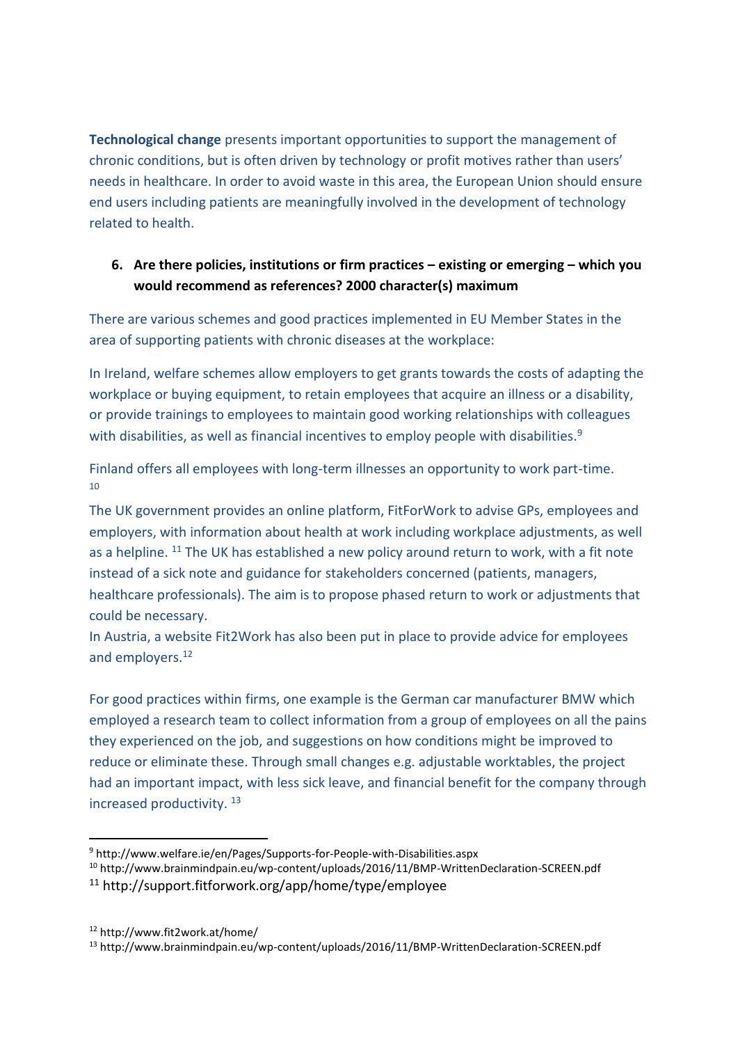**Technological change** presents important opportunities to support the management of chronic conditions, but is often driven by technology or profit motives rather than users' needs in healthcare. In order to avoid waste in this area, the European Union should ensure end users including patients are meaningfully involved in the development of technology related to health.

6. **Are there policies, institutions or firm practices – existing or emerging – which you would recommend as references? 2000 character(s) maximum**

There are various schemes and good practices implemented in EU Member States in the area of supporting patients with chronic diseases at the workplace:

In Ireland, welfare schemes allow employers to get grants towards the costs of adapting the workplace or buying equipment, to retain employees that acquire an illness or a disability, or provide trainings to employees to maintain good working relationships with colleagues with disabilities, as well as financial incentives to employ people with disabilities.[9]

Finland offers all employees with long-term illnesses an opportunity to work part-time. [10]

The UK government provides an online platform, FitForWork to advise GPs, employees and employers, with information about health at work including workplace adjustments, as well as a helpline. [11] The UK has established a new policy around return to work, with a fit note instead of a sick note and guidance for stakeholders concerned (patients, managers, healthcare professionals). The aim is to propose phased return to work or adjustments that could be necessary.
In Austria, a website Fit2Work has also been put in place to provide advice for employees and employers.[12]

For good practices within firms, one example is the German car manufacturer BMW which employed a research team to collect information from a group of employees on all the pains they experienced on the job, and suggestions on how conditions might be improved to reduce or eliminate these. Through small changes e.g. adjustable worktables, the project had an important impact, with less sick leave, and financial benefit for the company through increased productivity. [13]

---

[9] http://www.welfare.ie/en/Pages/Supports-for-People-with-Disabilities.aspx
[10] http://www.brainmindpain.eu/wp-content/uploads/2016/11/BMP-WrittenDeclaration-SCREEN.pdf
[11] http://support.fitforwork.org/app/home/type/employee
[12] http://www.fit2work.at/home/
[13] http://www.brainmindpain.eu/wp-content/uploads/2016/11/BMP-WrittenDeclaration-SCREEN.pdf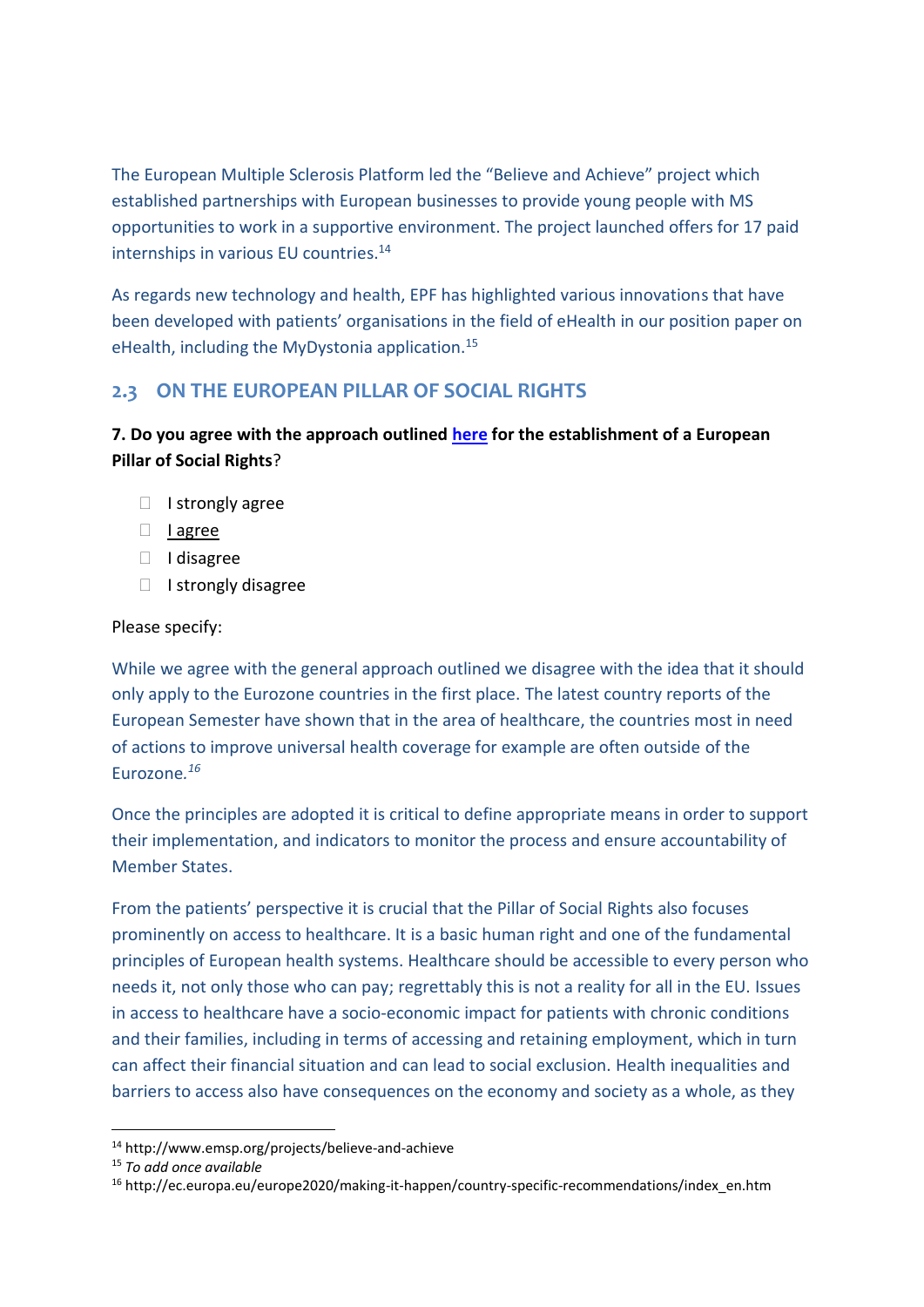The European Multiple Sclerosis Platform led the “Believe and Achieve” project which established partnerships with European businesses to provide young people with MS opportunities to work in a supportive environment. The project launched offers for 17 paid internships in various EU countries.[14]

As regards new technology and health, EPF has highlighted various innovations that have been developed with patients’ organisations in the field of eHealth in our position paper on eHealth, including the MyDystonia application.[15]

## 2.3 ON THE EUROPEAN PILLAR OF SOCIAL RIGHTS

**7. Do you agree with the approach outlined [here](#) for the establishment of a European Pillar of Social Rights?**

- ☐ I strongly agree
- ☐ <u>I agree</u>
- ☐ I disagree
- ☐ I strongly disagree

Please specify:

While we agree with the general approach outlined we disagree with the idea that it should only apply to the Eurozone countries in the first place. The latest country reports of the European Semester have shown that in the area of healthcare, the countries most in need of actions to improve universal health coverage for example are often outside of the Eurozone.[16]

Once the principles are adopted it is critical to define appropriate means in order to support their implementation, and indicators to monitor the process and ensure accountability of Member States.

From the patients’ perspective it is crucial that the Pillar of Social Rights also focuses prominently on access to healthcare. It is a basic human right and one of the fundamental principles of European health systems. Healthcare should be accessible to every person who needs it, not only those who can pay; regrettably this is not a reality for all in the EU. Issues in access to healthcare have a socio-economic impact for patients with chronic conditions and their families, including in terms of accessing and retaining employment, which in turn can affect their financial situation and can lead to social exclusion. Health inequalities and barriers to access also have consequences on the economy and society as a whole, as they

---

[14] http://www.emsp.org/projects/believe-and-achieve

[15] *To add once available*

[16] http://ec.europa.eu/europe2020/making-it-happen/country-specific-recommendations/index_en.htm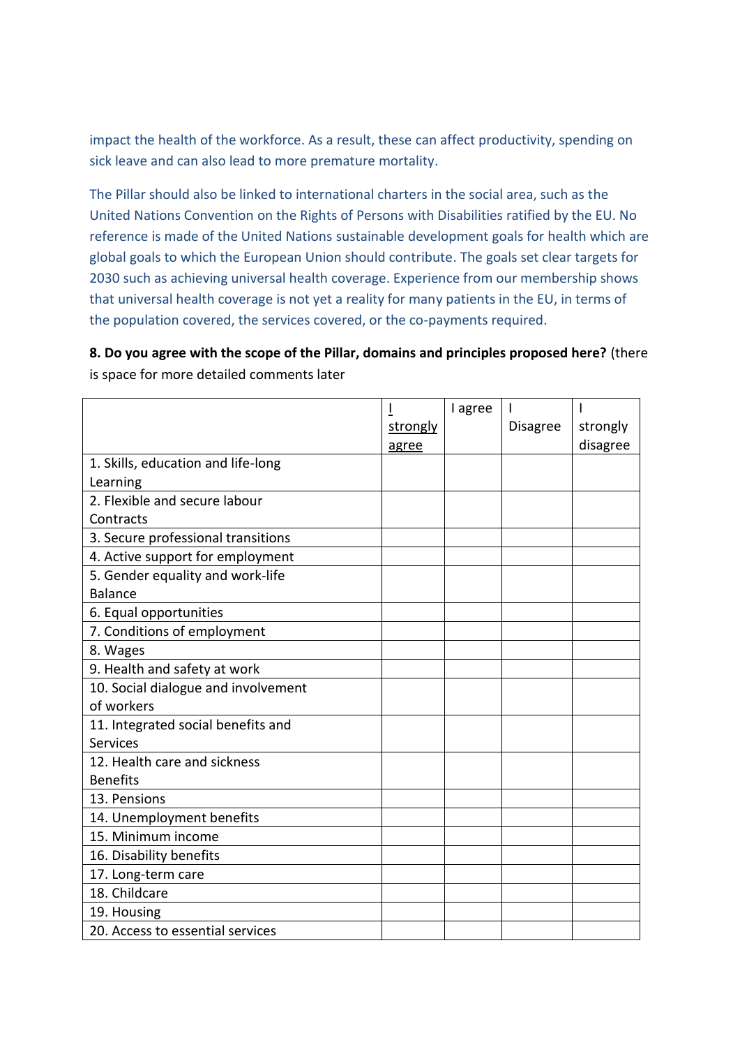impact the health of the workforce. As a result, these can affect productivity, spending on sick leave and can also lead to more premature mortality.

The Pillar should also be linked to international charters in the social area, such as the United Nations Convention on the Rights of Persons with Disabilities ratified by the EU. No reference is made of the United Nations sustainable development goals for health which are global goals to which the European Union should contribute. The goals set clear targets for 2030 such as achieving universal health coverage. Experience from our membership shows that universal health coverage is not yet a reality for many patients in the EU, in terms of the population covered, the services covered, or the co-payments required.

**8. Do you agree with the scope of the Pillar, domains and principles proposed here?** (there is space for more detailed comments later

| | I strongly agree | I agree | I Disagree | I strongly disagree |
|---|---|---|---|---|
| 1. Skills, education and life-long Learning | | | | |
| 2. Flexible and secure labour Contracts | | | | |
| 3. Secure professional transitions | | | | |
| 4. Active support for employment | | | | |
| 5. Gender equality and work-life Balance | | | | |
| 6. Equal opportunities | | | | |
| 7. Conditions of employment | | | | |
| 8. Wages | | | | |
| 9. Health and safety at work | | | | |
| 10. Social dialogue and involvement of workers | | | | |
| 11. Integrated social benefits and Services | | | | |
| 12. Health care and sickness Benefits | | | | |
| 13. Pensions | | | | |
| 14. Unemployment benefits | | | | |
| 15. Minimum income | | | | |
| 16. Disability benefits | | | | |
| 17. Long-term care | | | | |
| 18. Childcare | | | | |
| 19. Housing | | | | |
| 20. Access to essential services | | | | |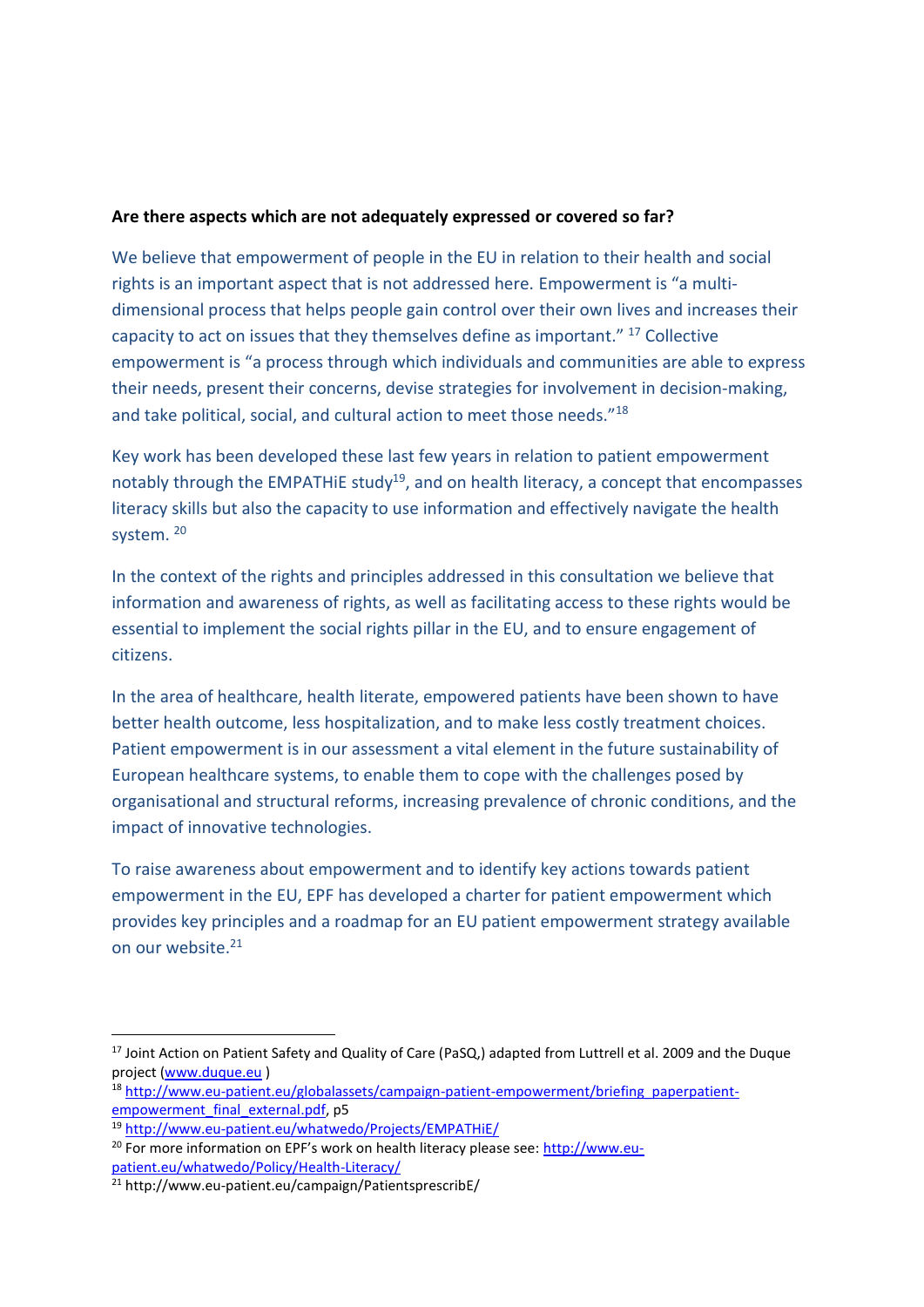**Are there aspects which are not adequately expressed or covered so far?**

We believe that empowerment of people in the EU in relation to their health and social rights is an important aspect that is not addressed here. Empowerment is "a multi-dimensional process that helps people gain control over their own lives and increases their capacity to act on issues that they themselves define as important." [17] Collective empowerment is "a process through which individuals and communities are able to express their needs, present their concerns, devise strategies for involvement in decision-making, and take political, social, and cultural action to meet those needs."[18]

Key work has been developed these last few years in relation to patient empowerment notably through the EMPATHiE study[19], and on health literacy, a concept that encompasses literacy skills but also the capacity to use information and effectively navigate the health system. [20]

In the context of the rights and principles addressed in this consultation we believe that information and awareness of rights, as well as facilitating access to these rights would be essential to implement the social rights pillar in the EU, and to ensure engagement of citizens.

In the area of healthcare, health literate, empowered patients have been shown to have better health outcome, less hospitalization, and to make less costly treatment choices. Patient empowerment is in our assessment a vital element in the future sustainability of European healthcare systems, to enable them to cope with the challenges posed by organisational and structural reforms, increasing prevalence of chronic conditions, and the impact of innovative technologies.

To raise awareness about empowerment and to identify key actions towards patient empowerment in the EU, EPF has developed a charter for patient empowerment which provides key principles and a roadmap for an EU patient empowerment strategy available on our website.[21]

---

[17] Joint Action on Patient Safety and Quality of Care (PaSQ,) adapted from Luttrell et al. 2009 and the Duque project (www.duque.eu )

[18] http://www.eu-patient.eu/globalassets/campaign-patient-empowerment/briefing_paperpatient-empowerment_final_external.pdf, p5

[19] http://www.eu-patient.eu/whatwedo/Projects/EMPATHiE/

[20] For more information on EPF's work on health literacy please see: http://www.eu-patient.eu/whatwedo/Policy/Health-Literacy/

[21] http://www.eu-patient.eu/campaign/PatientsprescribE/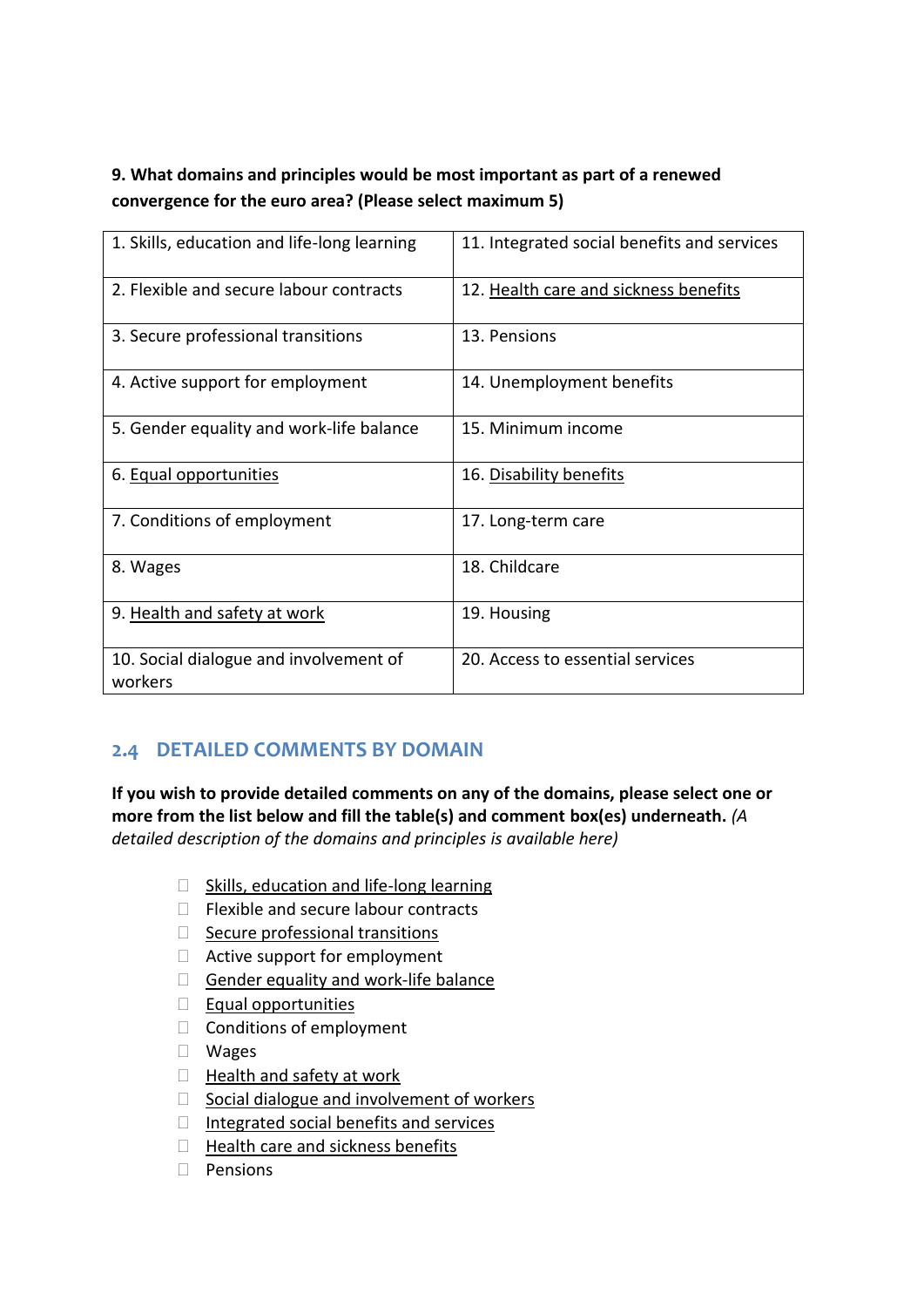**9. What domains and principles would be most important as part of a renewed convergence for the euro area? (Please select maximum 5)**

| | |
|---|---|
| 1. Skills, education and life-long learning | 11. Integrated social benefits and services |
| 2. Flexible and secure labour contracts | 12. Health care and sickness benefits |
| 3. Secure professional transitions | 13. Pensions |
| 4. Active support for employment | 14. Unemployment benefits |
| 5. Gender equality and work-life balance | 15. Minimum income |
| 6. Equal opportunities | 16. Disability benefits |
| 7. Conditions of employment | 17. Long-term care |
| 8. Wages | 18. Childcare |
| 9. Health and safety at work | 19. Housing |
| 10. Social dialogue and involvement of workers | 20. Access to essential services |

## 2.4 DETAILED COMMENTS BY DOMAIN

**If you wish to provide detailed comments on any of the domains, please select one or more from the list below and fill the table(s) and comment box(es) underneath.** *(A detailed description of the domains and principles is available here)*

- ☐ Skills, education and life-long learning
- ☐ Flexible and secure labour contracts
- ☐ Secure professional transitions
- ☐ Active support for employment
- ☐ Gender equality and work-life balance
- ☐ Equal opportunities
- ☐ Conditions of employment
- ☐ Wages
- ☐ Health and safety at work
- ☐ Social dialogue and involvement of workers
- ☐ Integrated social benefits and services
- ☐ Health care and sickness benefits
- ☐ Pensions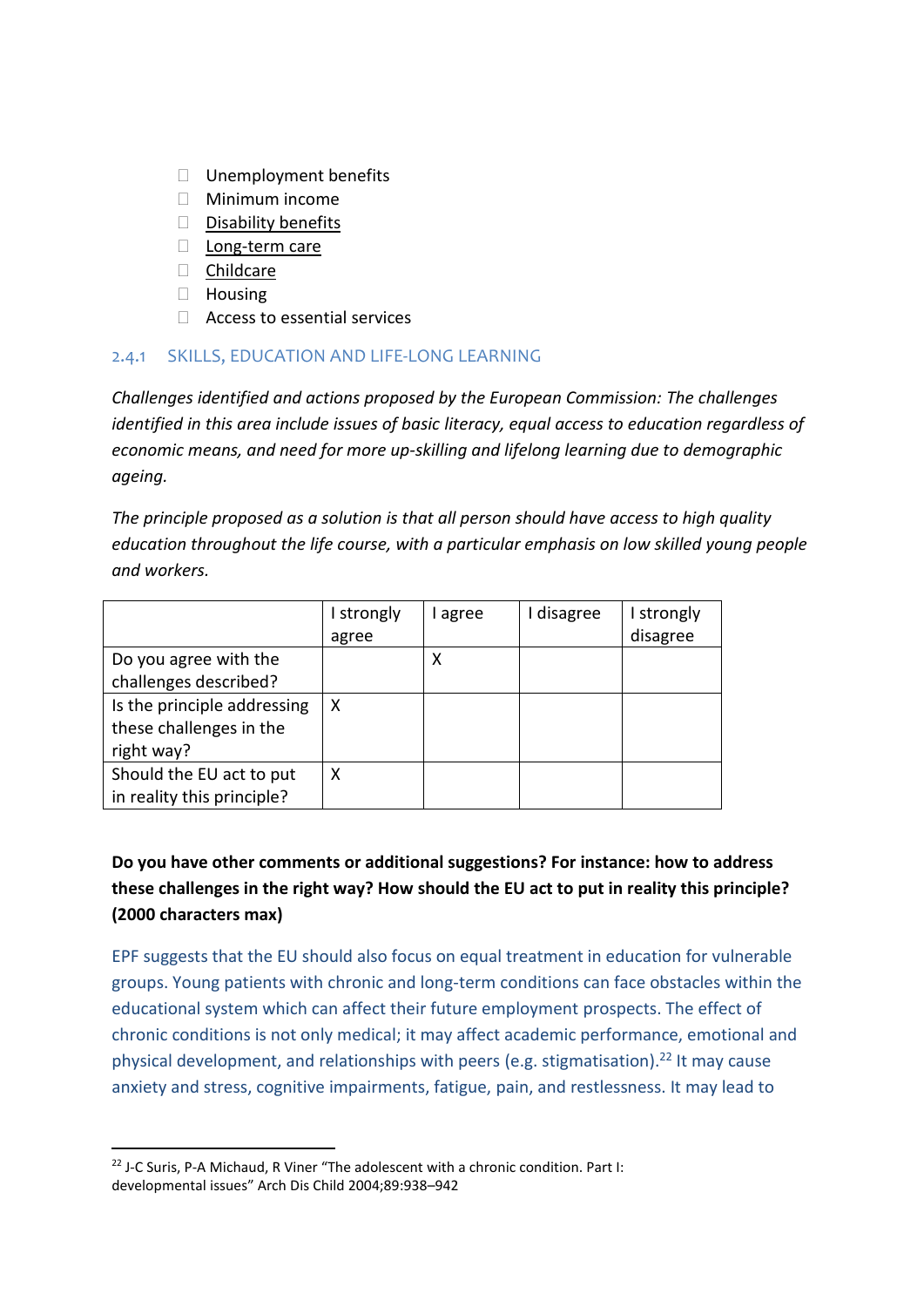- ☐ Unemployment benefits
- ☐ Minimum income
- ☐ Disability benefits
- ☐ Long-term care
- ☐ Childcare
- ☐ Housing
- ☐ Access to essential services

### 2.4.1 SKILLS, EDUCATION AND LIFE-LONG LEARNING

*Challenges identified and actions proposed by the European Commission: The challenges identified in this area include issues of basic literacy, equal access to education regardless of economic means, and need for more up-skilling and lifelong learning due to demographic ageing.*

*The principle proposed as a solution is that all person should have access to high quality education throughout the life course, with a particular emphasis on low skilled young people and workers.*

| | I strongly agree | I agree | I disagree | I strongly disagree |
|---|---|---|---|---|
| Do you agree with the challenges described? | | X | | |
| Is the principle addressing these challenges in the right way? | X | | | |
| Should the EU act to put in reality this principle? | X | | | |

**Do you have other comments or additional suggestions? For instance: how to address these challenges in the right way? How should the EU act to put in reality this principle? (2000 characters max)**

EPF suggests that the EU should also focus on equal treatment in education for vulnerable groups. Young patients with chronic and long-term conditions can face obstacles within the educational system which can affect their future employment prospects. The effect of chronic conditions is not only medical; it may affect academic performance, emotional and physical development, and relationships with peers (e.g. stigmatisation).[22] It may cause anxiety and stress, cognitive impairments, fatigue, pain, and restlessness. It may lead to

[22] J-C Suris, P-A Michaud, R Viner "The adolescent with a chronic condition. Part I: developmental issues" Arch Dis Child 2004;89:938–942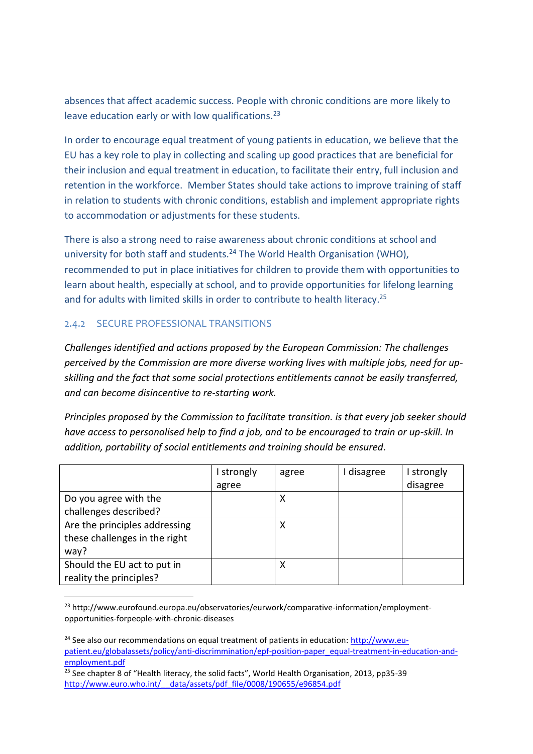absences that affect academic success. People with chronic conditions are more likely to leave education early or with low qualifications.[23]

In order to encourage equal treatment of young patients in education, we believe that the EU has a key role to play in collecting and scaling up good practices that are beneficial for their inclusion and equal treatment in education, to facilitate their entry, full inclusion and retention in the workforce. Member States should take actions to improve training of staff in relation to students with chronic conditions, establish and implement appropriate rights to accommodation or adjustments for these students.

There is also a strong need to raise awareness about chronic conditions at school and university for both staff and students.[24] The World Health Organisation (WHO), recommended to put in place initiatives for children to provide them with opportunities to learn about health, especially at school, and to provide opportunities for lifelong learning and for adults with limited skills in order to contribute to health literacy.[25]

### 2.4.2 SECURE PROFESSIONAL TRANSITIONS

*Challenges identified and actions proposed by the European Commission: The challenges perceived by the Commission are more diverse working lives with multiple jobs, need for up-skilling and the fact that some social protections entitlements cannot be easily transferred, and can become disincentive to re-starting work.*

*Principles proposed by the Commission to facilitate transition. is that every job seeker should have access to personalised help to find a job, and to be encouraged to train or up-skill. In addition, portability of social entitlements and training should be ensured.*

| | I strongly agree | agree | I disagree | I strongly disagree |
|---|---|---|---|---|
| Do you agree with the challenges described? | | X | | |
| Are the principles addressing these challenges in the right way? | | X | | |
| Should the EU act to put in reality the principles? | | X | | |

[23] http://www.eurofound.europa.eu/observatories/eurwork/comparative-information/employment-opportunities-forpeople-with-chronic-diseases

[24] See also our recommendations on equal treatment of patients in education: http://www.eu-patient.eu/globalassets/policy/anti-discrimmination/epf-position-paper_equal-treatment-in-education-and-employment.pdf

[25] See chapter 8 of "Health literacy, the solid facts", World Health Organisation, 2013, pp35-39 http://www.euro.who.int/__data/assets/pdf_file/0008/190655/e96854.pdf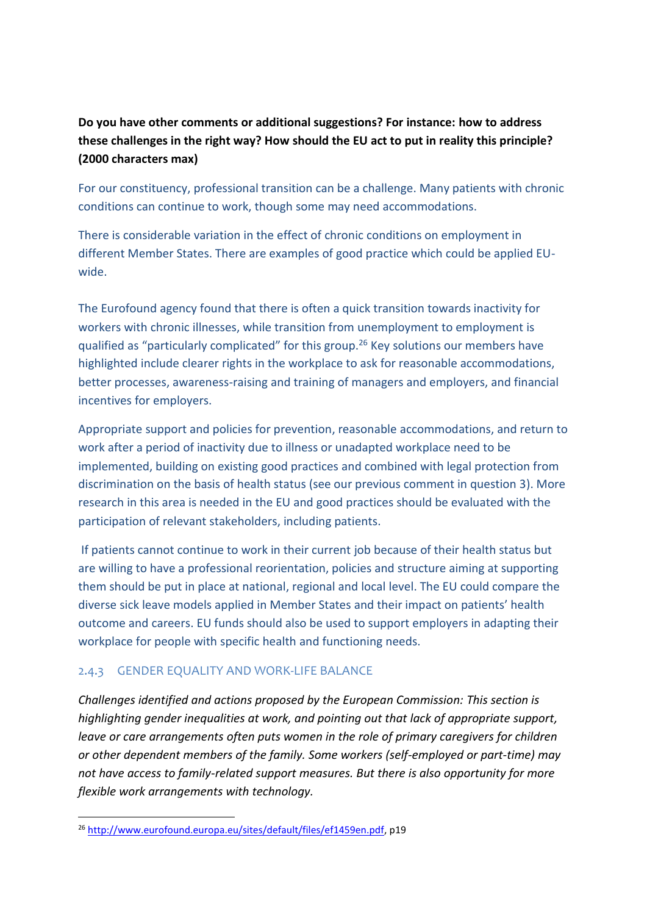**Do you have other comments or additional suggestions? For instance: how to address these challenges in the right way? How should the EU act to put in reality this principle? (2000 characters max)**

For our constituency, professional transition can be a challenge. Many patients with chronic conditions can continue to work, though some may need accommodations.

There is considerable variation in the effect of chronic conditions on employment in different Member States. There are examples of good practice which could be applied EU-wide.

The Eurofound agency found that there is often a quick transition towards inactivity for workers with chronic illnesses, while transition from unemployment to employment is qualified as "particularly complicated" for this group.[26] Key solutions our members have highlighted include clearer rights in the workplace to ask for reasonable accommodations, better processes, awareness-raising and training of managers and employers, and financial incentives for employers.

Appropriate support and policies for prevention, reasonable accommodations, and return to work after a period of inactivity due to illness or unadapted workplace need to be implemented, building on existing good practices and combined with legal protection from discrimination on the basis of health status (see our previous comment in question 3). More research in this area is needed in the EU and good practices should be evaluated with the participation of relevant stakeholders, including patients.

If patients cannot continue to work in their current job because of their health status but are willing to have a professional reorientation, policies and structure aiming at supporting them should be put in place at national, regional and local level. The EU could compare the diverse sick leave models applied in Member States and their impact on patients' health outcome and careers. EU funds should also be used to support employers in adapting their workplace for people with specific health and functioning needs.

### 2.4.3 GENDER EQUALITY AND WORK-LIFE BALANCE

*Challenges identified and actions proposed by the European Commission: This section is highlighting gender inequalities at work, and pointing out that lack of appropriate support, leave or care arrangements often puts women in the role of primary caregivers for children or other dependent members of the family. Some workers (self-employed or part-time) may not have access to family-related support measures. But there is also opportunity for more flexible work arrangements with technology.*

---

[26] http://www.eurofound.europa.eu/sites/default/files/ef1459en.pdf, p19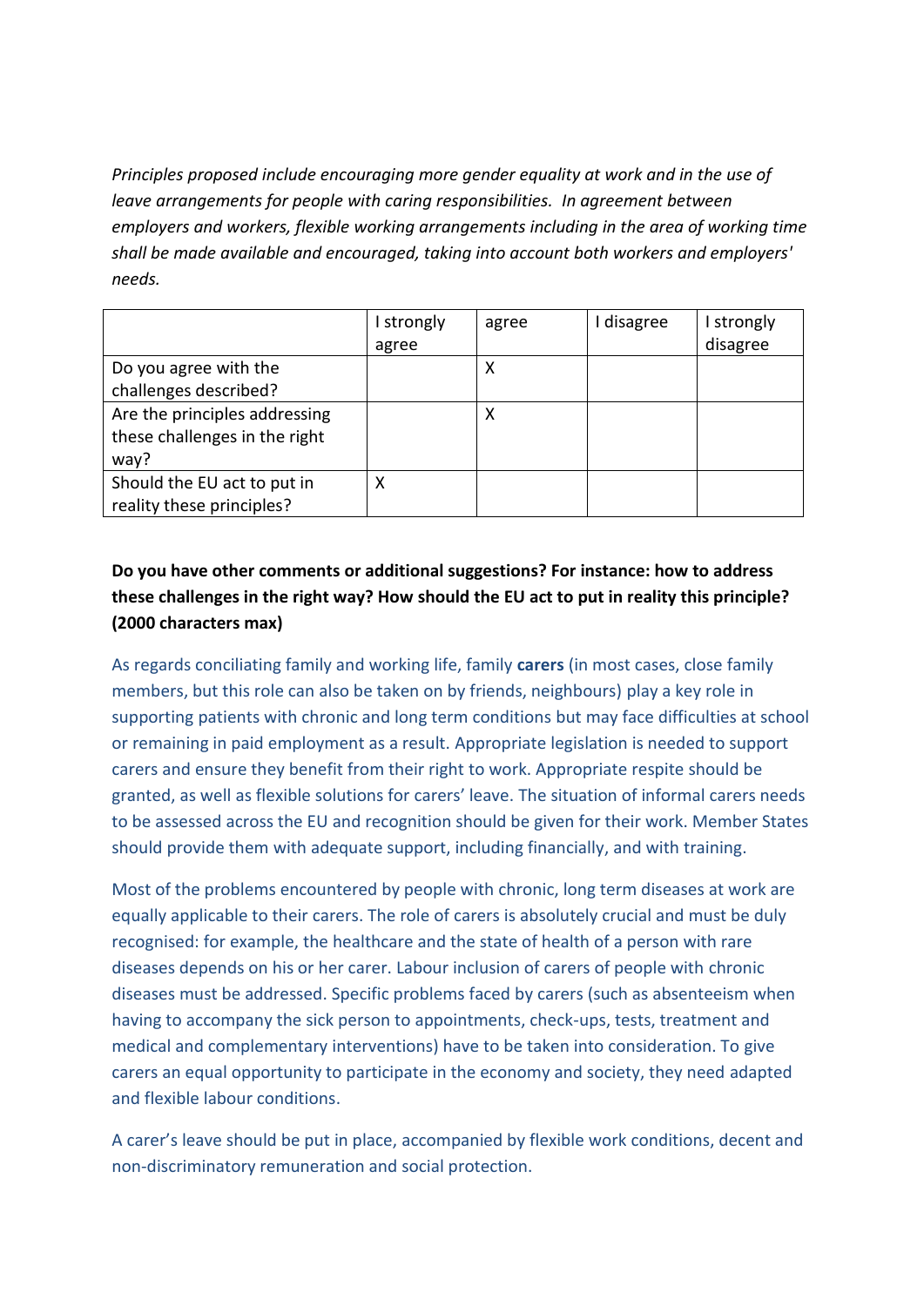*Principles proposed include encouraging more gender equality at work and in the use of leave arrangements for people with caring responsibilities. In agreement between employers and workers, flexible working arrangements including in the area of working time shall be made available and encouraged, taking into account both workers and employers' needs.*

| | I strongly agree | agree | I disagree | I strongly disagree |
|---|---|---|---|---|
| Do you agree with the challenges described? | | X | | |
| Are the principles addressing these challenges in the right way? | | X | | |
| Should the EU act to put in reality these principles? | X | | | |

**Do you have other comments or additional suggestions? For instance: how to address these challenges in the right way? How should the EU act to put in reality this principle? (2000 characters max)**

As regards conciliating family and working life, family **carers** (in most cases, close family members, but this role can also be taken on by friends, neighbours) play a key role in supporting patients with chronic and long term conditions but may face difficulties at school or remaining in paid employment as a result. Appropriate legislation is needed to support carers and ensure they benefit from their right to work. Appropriate respite should be granted, as well as flexible solutions for carers' leave. The situation of informal carers needs to be assessed across the EU and recognition should be given for their work. Member States should provide them with adequate support, including financially, and with training.

Most of the problems encountered by people with chronic, long term diseases at work are equally applicable to their carers. The role of carers is absolutely crucial and must be duly recognised: for example, the healthcare and the state of health of a person with rare diseases depends on his or her carer. Labour inclusion of carers of people with chronic diseases must be addressed. Specific problems faced by carers (such as absenteeism when having to accompany the sick person to appointments, check-ups, tests, treatment and medical and complementary interventions) have to be taken into consideration. To give carers an equal opportunity to participate in the economy and society, they need adapted and flexible labour conditions.

A carer's leave should be put in place, accompanied by flexible work conditions, decent and non-discriminatory remuneration and social protection.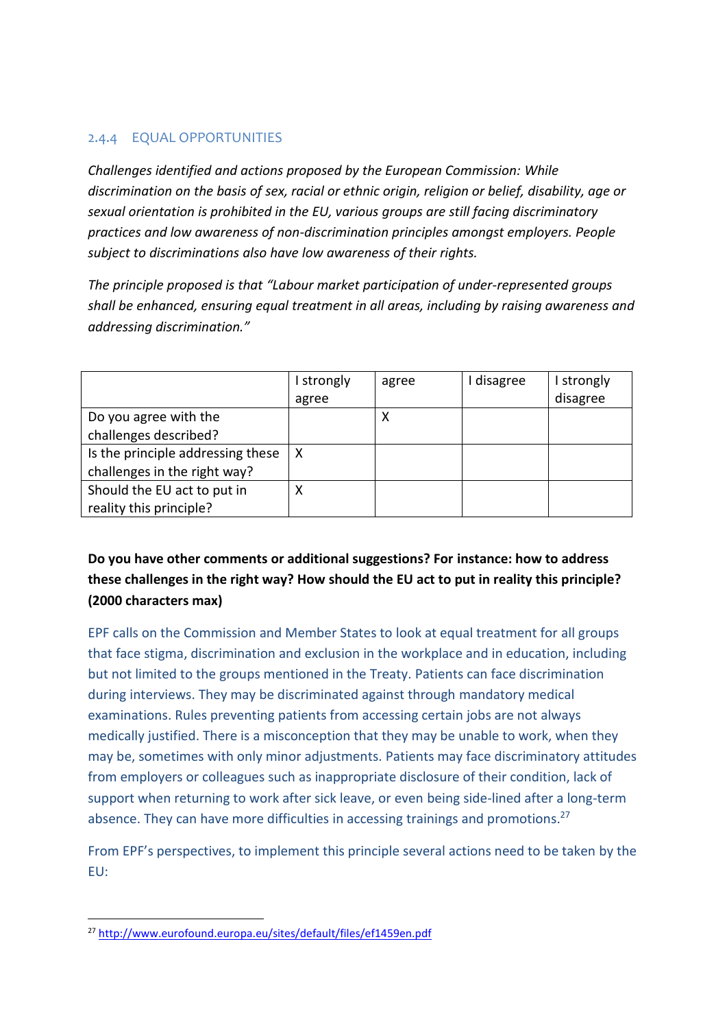### 2.4.4 EQUAL OPPORTUNITIES

*Challenges identified and actions proposed by the European Commission: While discrimination on the basis of sex, racial or ethnic origin, religion or belief, disability, age or sexual orientation is prohibited in the EU, various groups are still facing discriminatory practices and low awareness of non-discrimination principles amongst employers. People subject to discriminations also have low awareness of their rights.*

*The principle proposed is that "Labour market participation of under-represented groups shall be enhanced, ensuring equal treatment in all areas, including by raising awareness and addressing discrimination."*

| | I strongly agree | agree | I disagree | I strongly disagree |
|---|---|---|---|---|
| Do you agree with the challenges described? | | X | | |
| Is the principle addressing these challenges in the right way? | X | | | |
| Should the EU act to put in reality this principle? | X | | | |

**Do you have other comments or additional suggestions? For instance: how to address these challenges in the right way? How should the EU act to put in reality this principle? (2000 characters max)**

EPF calls on the Commission and Member States to look at equal treatment for all groups that face stigma, discrimination and exclusion in the workplace and in education, including but not limited to the groups mentioned in the Treaty. Patients can face discrimination during interviews. They may be discriminated against through mandatory medical examinations. Rules preventing patients from accessing certain jobs are not always medically justified. There is a misconception that they may be unable to work, when they may be, sometimes with only minor adjustments. Patients may face discriminatory attitudes from employers or colleagues such as inappropriate disclosure of their condition, lack of support when returning to work after sick leave, or even being side-lined after a long-term absence. They can have more difficulties in accessing trainings and promotions.[27]

From EPF's perspectives, to implement this principle several actions need to be taken by the EU:

[27] http://www.eurofound.europa.eu/sites/default/files/ef1459en.pdf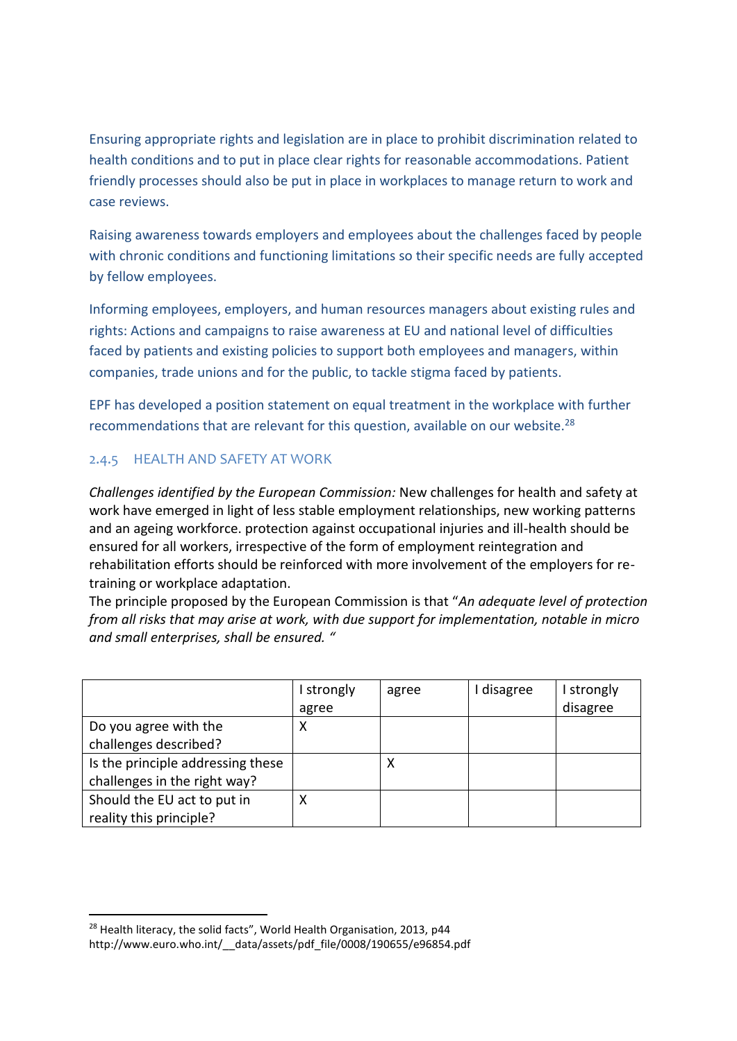Ensuring appropriate rights and legislation are in place to prohibit discrimination related to health conditions and to put in place clear rights for reasonable accommodations. Patient friendly processes should also be put in place in workplaces to manage return to work and case reviews.

Raising awareness towards employers and employees about the challenges faced by people with chronic conditions and functioning limitations so their specific needs are fully accepted by fellow employees.

Informing employees, employers, and human resources managers about existing rules and rights: Actions and campaigns to raise awareness at EU and national level of difficulties faced by patients and existing policies to support both employees and managers, within companies, trade unions and for the public, to tackle stigma faced by patients.

EPF has developed a position statement on equal treatment in the workplace with further recommendations that are relevant for this question, available on our website.[28]

### 2.4.5 HEALTH AND SAFETY AT WORK

*Challenges identified by the European Commission:* New challenges for health and safety at work have emerged in light of less stable employment relationships, new working patterns and an ageing workforce. protection against occupational injuries and ill-health should be ensured for all workers, irrespective of the form of employment reintegration and rehabilitation efforts should be reinforced with more involvement of the employers for re-training or workplace adaptation.
The principle proposed by the European Commission is that "*An adequate level of protection from all risks that may arise at work, with due support for implementation, notable in micro and small enterprises, shall be ensured.* "

| | I strongly agree | agree | I disagree | I strongly disagree |
|---|---|---|---|---|
| Do you agree with the challenges described? | X | | | |
| Is the principle addressing these challenges in the right way? | | X | | |
| Should the EU act to put in reality this principle? | X | | | |

[28] Health literacy, the solid facts", World Health Organisation, 2013, p44
http://www.euro.who.int/__data/assets/pdf_file/0008/190655/e96854.pdf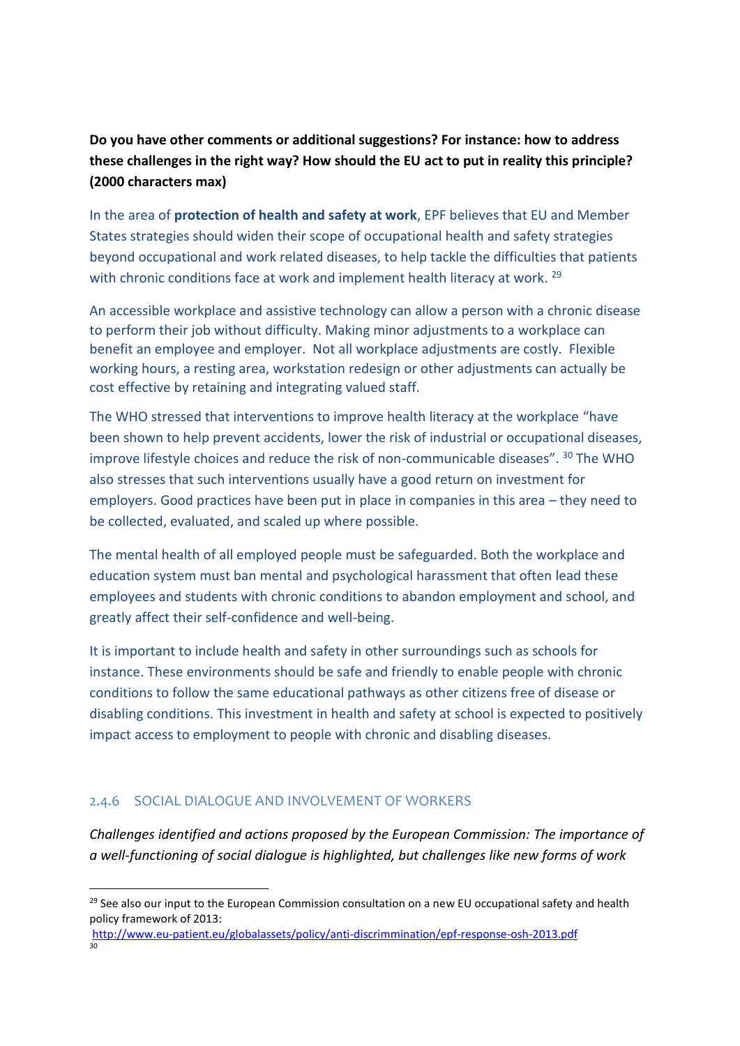**Do you have other comments or additional suggestions? For instance: how to address these challenges in the right way? How should the EU act to put in reality this principle? (2000 characters max)**

In the area of **protection of health and safety at work**, EPF believes that EU and Member States strategies should widen their scope of occupational health and safety strategies beyond occupational and work related diseases, to help tackle the difficulties that patients with chronic conditions face at work and implement health literacy at work. [29]

An accessible workplace and assistive technology can allow a person with a chronic disease to perform their job without difficulty. Making minor adjustments to a workplace can benefit an employee and employer. Not all workplace adjustments are costly. Flexible working hours, a resting area, workstation redesign or other adjustments can actually be cost effective by retaining and integrating valued staff.

The WHO stressed that interventions to improve health literacy at the workplace "have been shown to help prevent accidents, lower the risk of industrial or occupational diseases, improve lifestyle choices and reduce the risk of non-communicable diseases". [30] The WHO also stresses that such interventions usually have a good return on investment for employers. Good practices have been put in place in companies in this area – they need to be collected, evaluated, and scaled up where possible.

The mental health of all employed people must be safeguarded. Both the workplace and education system must ban mental and psychological harassment that often lead these employees and students with chronic conditions to abandon employment and school, and greatly affect their self-confidence and well-being.

It is important to include health and safety in other surroundings such as schools for instance. These environments should be safe and friendly to enable people with chronic conditions to follow the same educational pathways as other citizens free of disease or disabling conditions. This investment in health and safety at school is expected to positively impact access to employment to people with chronic and disabling diseases.

### 2.4.6 SOCIAL DIALOGUE AND INVOLVEMENT OF WORKERS

*Challenges identified and actions proposed by the European Commission: The importance of a well-functioning of social dialogue is highlighted, but challenges like new forms of work*

---

[29] See also our input to the European Commission consultation on a new EU occupational safety and health policy framework of 2013: http://www.eu-patient.eu/globalassets/policy/anti-discrimmination/epf-response-osh-2013.pdf

[30]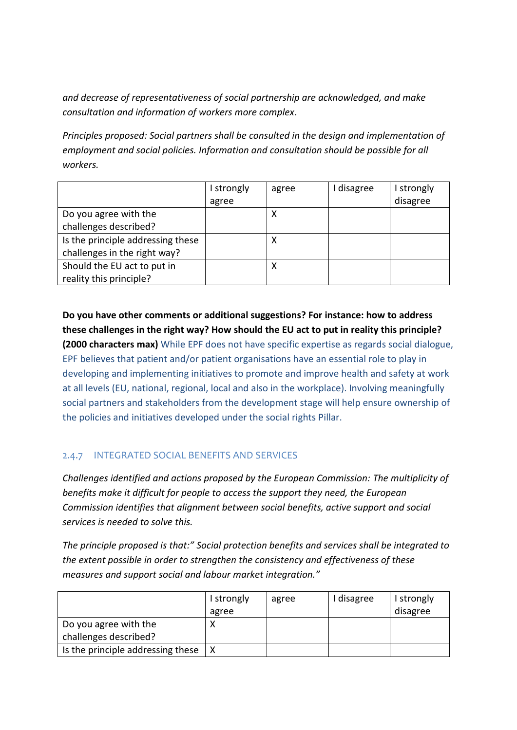*and decrease of representativeness of social partnership are acknowledged, and make consultation and information of workers more complex*.

*Principles proposed: Social partners shall be consulted in the design and implementation of employment and social policies. Information and consultation should be possible for all workers.*

| | I strongly agree | agree | I disagree | I strongly disagree |
|---|---|---|---|---|
| Do you agree with the challenges described? | | X | | |
| Is the principle addressing these challenges in the right way? | | X | | |
| Should the EU act to put in reality this principle? | | X | | |

**Do you have other comments or additional suggestions? For instance: how to address these challenges in the right way? How should the EU act to put in reality this principle? (2000 characters max)** While EPF does not have specific expertise as regards social dialogue, EPF believes that patient and/or patient organisations have an essential role to play in developing and implementing initiatives to promote and improve health and safety at work at all levels (EU, national, regional, local and also in the workplace). Involving meaningfully social partners and stakeholders from the development stage will help ensure ownership of the policies and initiatives developed under the social rights Pillar.

### 2.4.7 INTEGRATED SOCIAL BENEFITS AND SERVICES

*Challenges identified and actions proposed by the European Commission: The multiplicity of benefits make it difficult for people to access the support they need, the European Commission identifies that alignment between social benefits, active support and social services is needed to solve this.*

*The principle proposed is that:" Social protection benefits and services shall be integrated to the extent possible in order to strengthen the consistency and effectiveness of these measures and support social and labour market integration."*

| | I strongly agree | agree | I disagree | I strongly disagree |
|---|---|---|---|---|
| Do you agree with the challenges described? | X | | | |
| Is the principle addressing these | X | | | |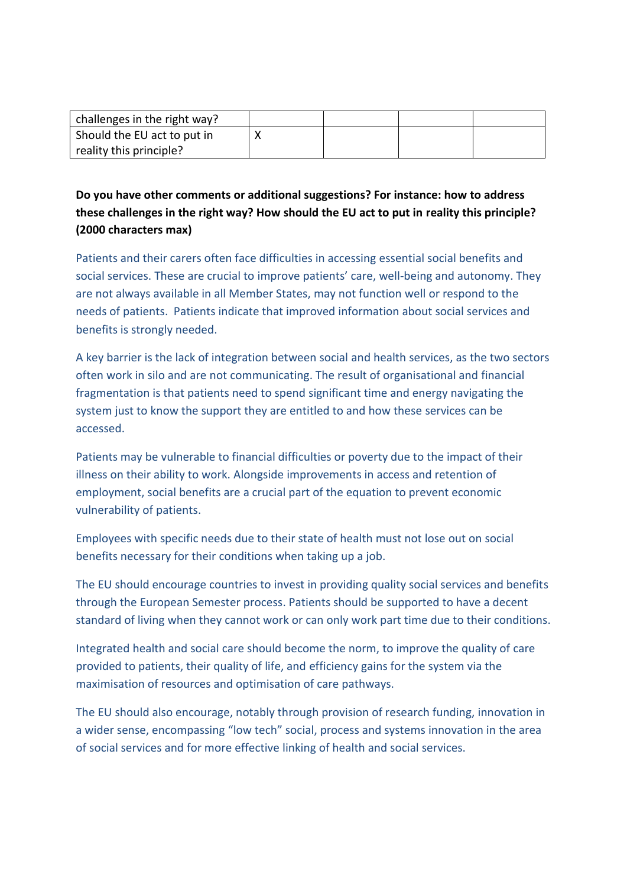| | | | | |
|---|---|---|---|---|
| challenges in the right way? | | | | |
| Should the EU act to put in reality this principle? | X | | | |

**Do you have other comments or additional suggestions? For instance: how to address these challenges in the right way? How should the EU act to put in reality this principle? (2000 characters max)**

Patients and their carers often face difficulties in accessing essential social benefits and social services. These are crucial to improve patients' care, well-being and autonomy. They are not always available in all Member States, may not function well or respond to the needs of patients. Patients indicate that improved information about social services and benefits is strongly needed.

A key barrier is the lack of integration between social and health services, as the two sectors often work in silo and are not communicating. The result of organisational and financial fragmentation is that patients need to spend significant time and energy navigating the system just to know the support they are entitled to and how these services can be accessed.

Patients may be vulnerable to financial difficulties or poverty due to the impact of their illness on their ability to work. Alongside improvements in access and retention of employment, social benefits are a crucial part of the equation to prevent economic vulnerability of patients.

Employees with specific needs due to their state of health must not lose out on social benefits necessary for their conditions when taking up a job.

The EU should encourage countries to invest in providing quality social services and benefits through the European Semester process. Patients should be supported to have a decent standard of living when they cannot work or can only work part time due to their conditions.

Integrated health and social care should become the norm, to improve the quality of care provided to patients, their quality of life, and efficiency gains for the system via the maximisation of resources and optimisation of care pathways.

The EU should also encourage, notably through provision of research funding, innovation in a wider sense, encompassing "low tech" social, process and systems innovation in the area of social services and for more effective linking of health and social services.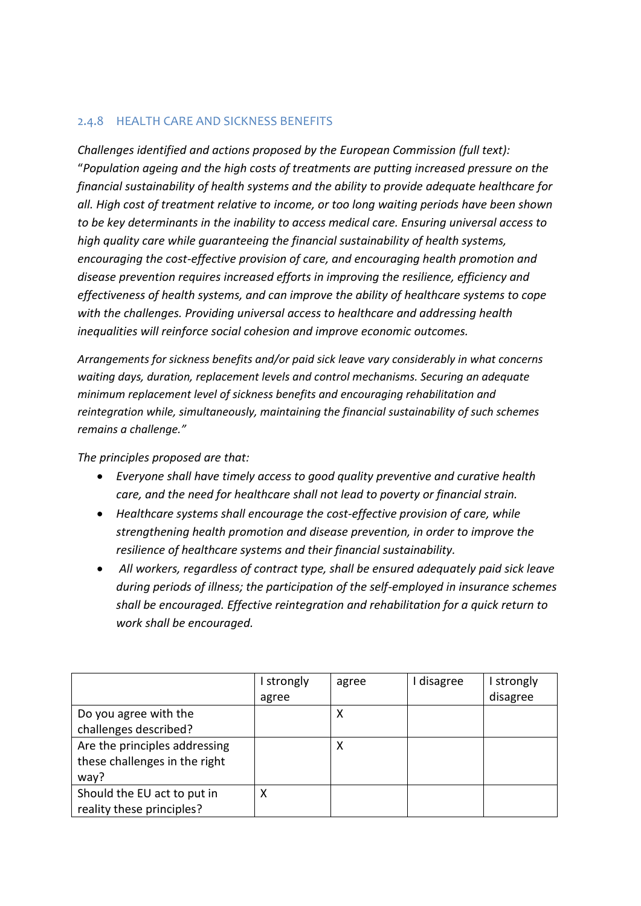### 2.4.8 HEALTH CARE AND SICKNESS BENEFITS

*Challenges identified and actions proposed by the European Commission (full text):*
"*Population ageing and the high costs of treatments are putting increased pressure on the financial sustainability of health systems and the ability to provide adequate healthcare for all. High cost of treatment relative to income, or too long waiting periods have been shown to be key determinants in the inability to access medical care. Ensuring universal access to high quality care while guaranteeing the financial sustainability of health systems, encouraging the cost-effective provision of care, and encouraging health promotion and disease prevention requires increased efforts in improving the resilience, efficiency and effectiveness of health systems, and can improve the ability of healthcare systems to cope with the challenges. Providing universal access to healthcare and addressing health inequalities will reinforce social cohesion and improve economic outcomes.*

*Arrangements for sickness benefits and/or paid sick leave vary considerably in what concerns waiting days, duration, replacement levels and control mechanisms. Securing an adequate minimum replacement level of sickness benefits and encouraging rehabilitation and reintegration while, simultaneously, maintaining the financial sustainability of such schemes remains a challenge."*

*The principles proposed are that:*

- *Everyone shall have timely access to good quality preventive and curative health care, and the need for healthcare shall not lead to poverty or financial strain.*
- *Healthcare systems shall encourage the cost-effective provision of care, while strengthening health promotion and disease prevention, in order to improve the resilience of healthcare systems and their financial sustainability.*
- *All workers, regardless of contract type, shall be ensured adequately paid sick leave during periods of illness; the participation of the self-employed in insurance schemes shall be encouraged. Effective reintegration and rehabilitation for a quick return to work shall be encouraged.*

| | I strongly agree | agree | I disagree | I strongly disagree |
|---|---|---|---|---|
| Do you agree with the challenges described? | | X | | |
| Are the principles addressing these challenges in the right way? | | X | | |
| Should the EU act to put in reality these principles? | X | | | |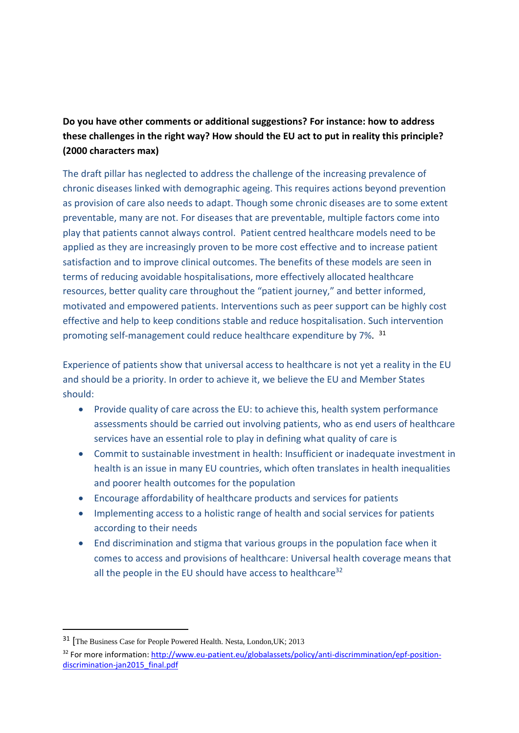**Do you have other comments or additional suggestions? For instance: how to address these challenges in the right way? How should the EU act to put in reality this principle? (2000 characters max)**

The draft pillar has neglected to address the challenge of the increasing prevalence of chronic diseases linked with demographic ageing. This requires actions beyond prevention as provision of care also needs to adapt. Though some chronic diseases are to some extent preventable, many are not. For diseases that are preventable, multiple factors come into play that patients cannot always control. Patient centred healthcare models need to be applied as they are increasingly proven to be more cost effective and to increase patient satisfaction and to improve clinical outcomes. The benefits of these models are seen in terms of reducing avoidable hospitalisations, more effectively allocated healthcare resources, better quality care throughout the "patient journey," and better informed, motivated and empowered patients. Interventions such as peer support can be highly cost effective and help to keep conditions stable and reduce hospitalisation. Such intervention promoting self-management could reduce healthcare expenditure by 7%. [31]

Experience of patients show that universal access to healthcare is not yet a reality in the EU and should be a priority. In order to achieve it, we believe the EU and Member States should:

- Provide quality of care across the EU: to achieve this, health system performance assessments should be carried out involving patients, who as end users of healthcare services have an essential role to play in defining what quality of care is
- Commit to sustainable investment in health: Insufficient or inadequate investment in health is an issue in many EU countries, which often translates in health inequalities and poorer health outcomes for the population
- Encourage affordability of healthcare products and services for patients
- Implementing access to a holistic range of health and social services for patients according to their needs
- End discrimination and stigma that various groups in the population face when it comes to access and provisions of healthcare: Universal health coverage means that all the people in the EU should have access to healthcare[32]

---

[31] [The Business Case for People Powered Health. Nesta, London,UK; 2013

[32] For more information: http://www.eu-patient.eu/globalassets/policy/anti-discrimmination/epf-position-discrimination-jan2015_final.pdf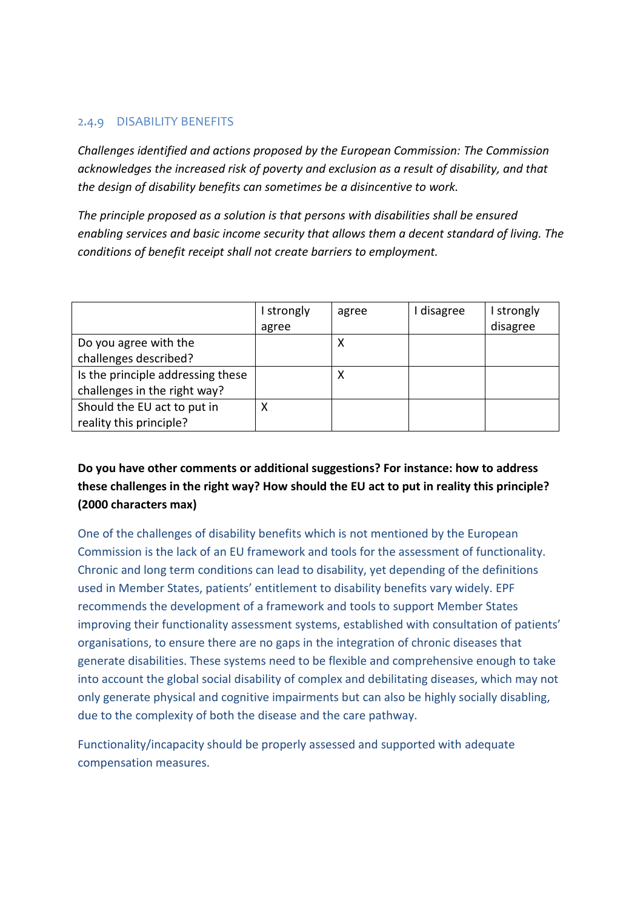### 2.4.9 DISABILITY BENEFITS

*Challenges identified and actions proposed by the European Commission: The Commission acknowledges the increased risk of poverty and exclusion as a result of disability, and that the design of disability benefits can sometimes be a disincentive to work.*

*The principle proposed as a solution is that persons with disabilities shall be ensured enabling services and basic income security that allows them a decent standard of living. The conditions of benefit receipt shall not create barriers to employment.*

| | I strongly agree | agree | I disagree | I strongly disagree |
|---|---|---|---|---|
| Do you agree with the challenges described? | | X | | |
| Is the principle addressing these challenges in the right way? | | X | | |
| Should the EU act to put in reality this principle? | X | | | |

**Do you have other comments or additional suggestions? For instance: how to address these challenges in the right way? How should the EU act to put in reality this principle? (2000 characters max)**

One of the challenges of disability benefits which is not mentioned by the European Commission is the lack of an EU framework and tools for the assessment of functionality. Chronic and long term conditions can lead to disability, yet depending of the definitions used in Member States, patients' entitlement to disability benefits vary widely. EPF recommends the development of a framework and tools to support Member States improving their functionality assessment systems, established with consultation of patients' organisations, to ensure there are no gaps in the integration of chronic diseases that generate disabilities. These systems need to be flexible and comprehensive enough to take into account the global social disability of complex and debilitating diseases, which may not only generate physical and cognitive impairments but can also be highly socially disabling, due to the complexity of both the disease and the care pathway.

Functionality/incapacity should be properly assessed and supported with adequate compensation measures.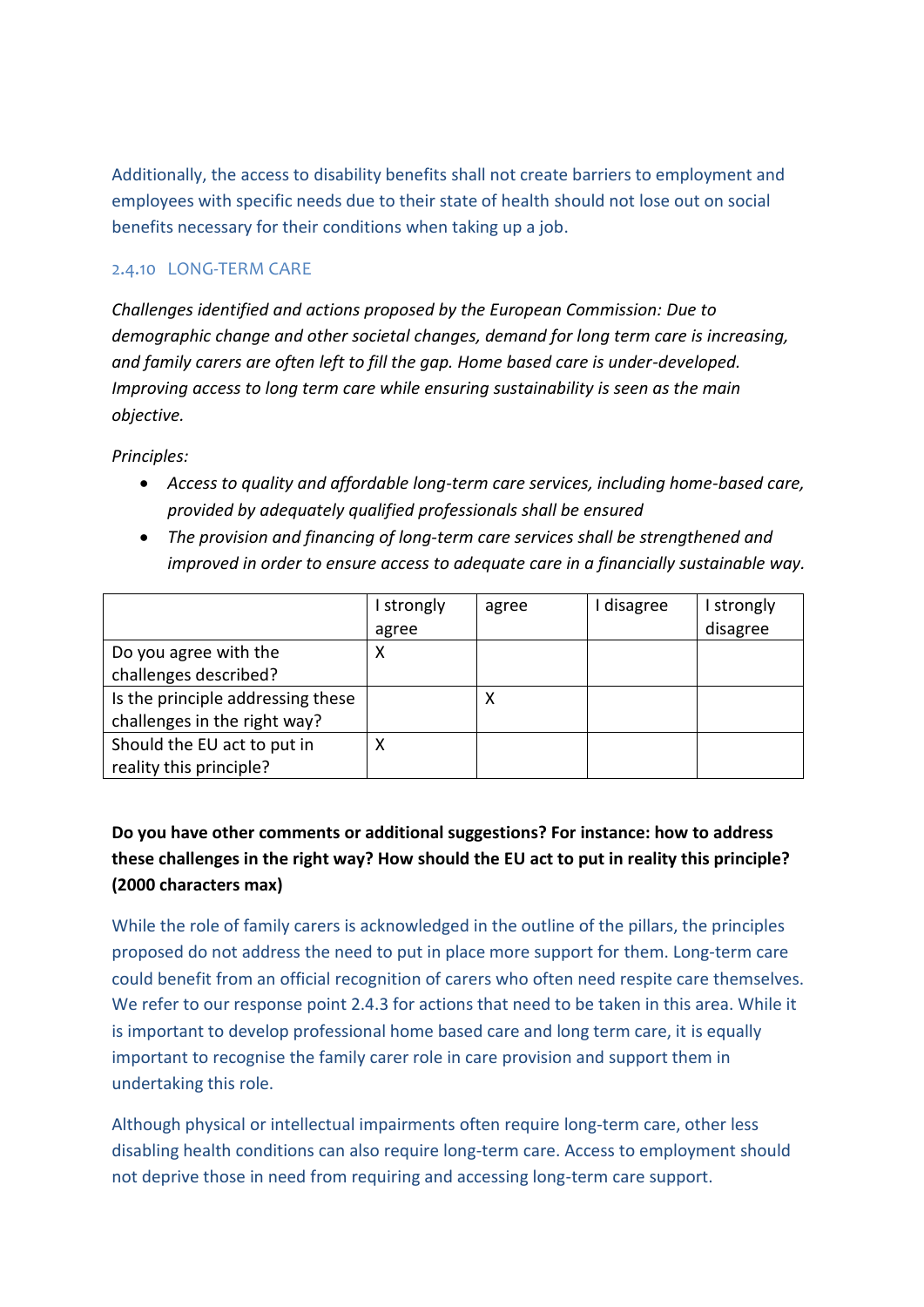Additionally, the access to disability benefits shall not create barriers to employment and employees with specific needs due to their state of health should not lose out on social benefits necessary for their conditions when taking up a job.

### 2.4.10 LONG-TERM CARE

*Challenges identified and actions proposed by the European Commission: Due to demographic change and other societal changes, demand for long term care is increasing, and family carers are often left to fill the gap. Home based care is under-developed. Improving access to long term care while ensuring sustainability is seen as the main objective.*

*Principles:*

- *Access to quality and affordable long-term care services, including home-based care, provided by adequately qualified professionals shall be ensured*
- *The provision and financing of long-term care services shall be strengthened and improved in order to ensure access to adequate care in a financially sustainable way.*

| | I strongly agree | agree | I disagree | I strongly disagree |
|---|---|---|---|---|
| Do you agree with the challenges described? | X | | | |
| Is the principle addressing these challenges in the right way? | | X | | |
| Should the EU act to put in reality this principle? | X | | | |

**Do you have other comments or additional suggestions? For instance: how to address these challenges in the right way? How should the EU act to put in reality this principle? (2000 characters max)**

While the role of family carers is acknowledged in the outline of the pillars, the principles proposed do not address the need to put in place more support for them. Long-term care could benefit from an official recognition of carers who often need respite care themselves. We refer to our response point 2.4.3 for actions that need to be taken in this area. While it is important to develop professional home based care and long term care, it is equally important to recognise the family carer role in care provision and support them in undertaking this role.

Although physical or intellectual impairments often require long-term care, other less disabling health conditions can also require long-term care. Access to employment should not deprive those in need from requiring and accessing long-term care support.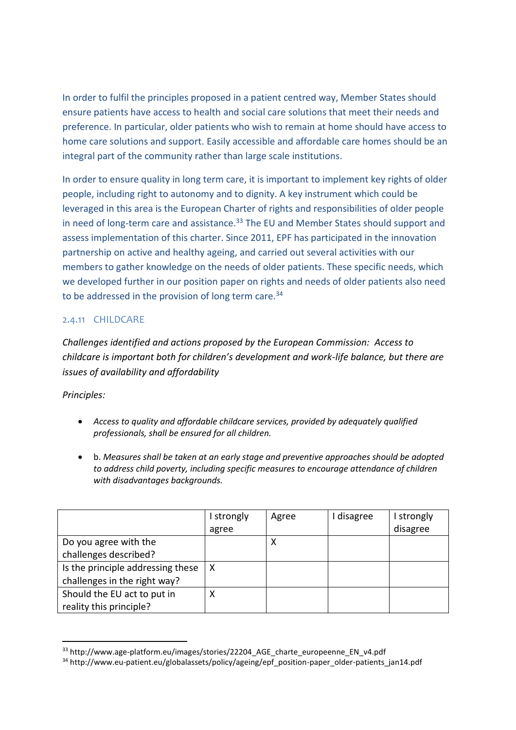In order to fulfil the principles proposed in a patient centred way, Member States should ensure patients have access to health and social care solutions that meet their needs and preference. In particular, older patients who wish to remain at home should have access to home care solutions and support. Easily accessible and affordable care homes should be an integral part of the community rather than large scale institutions.

In order to ensure quality in long term care, it is important to implement key rights of older people, including right to autonomy and to dignity. A key instrument which could be leveraged in this area is the European Charter of rights and responsibilities of older people in need of long-term care and assistance.[33] The EU and Member States should support and assess implementation of this charter. Since 2011, EPF has participated in the innovation partnership on active and healthy ageing, and carried out several activities with our members to gather knowledge on the needs of older patients. These specific needs, which we developed further in our position paper on rights and needs of older patients also need to be addressed in the provision of long term care.[34]

### 2.4.11 CHILDCARE

*Challenges identified and actions proposed by the European Commission: Access to childcare is important both for children's development and work-life balance, but there are issues of availability and affordability*

*Principles:*

- *Access to quality and affordable childcare services, provided by adequately qualified professionals, shall be ensured for all children.*
- b. *Measures shall be taken at an early stage and preventive approaches should be adopted to address child poverty, including specific measures to encourage attendance of children with disadvantages backgrounds.*

| | I strongly agree | Agree | I disagree | I strongly disagree |
|---|---|---|---|---|
| Do you agree with the challenges described? | | X | | |
| Is the principle addressing these challenges in the right way? | X | | | |
| Should the EU act to put in reality this principle? | X | | | |

[33] http://www.age-platform.eu/images/stories/22204_AGE_charte_europeenne_EN_v4.pdf

[34] http://www.eu-patient.eu/globalassets/policy/ageing/epf_position-paper_older-patients_jan14.pdf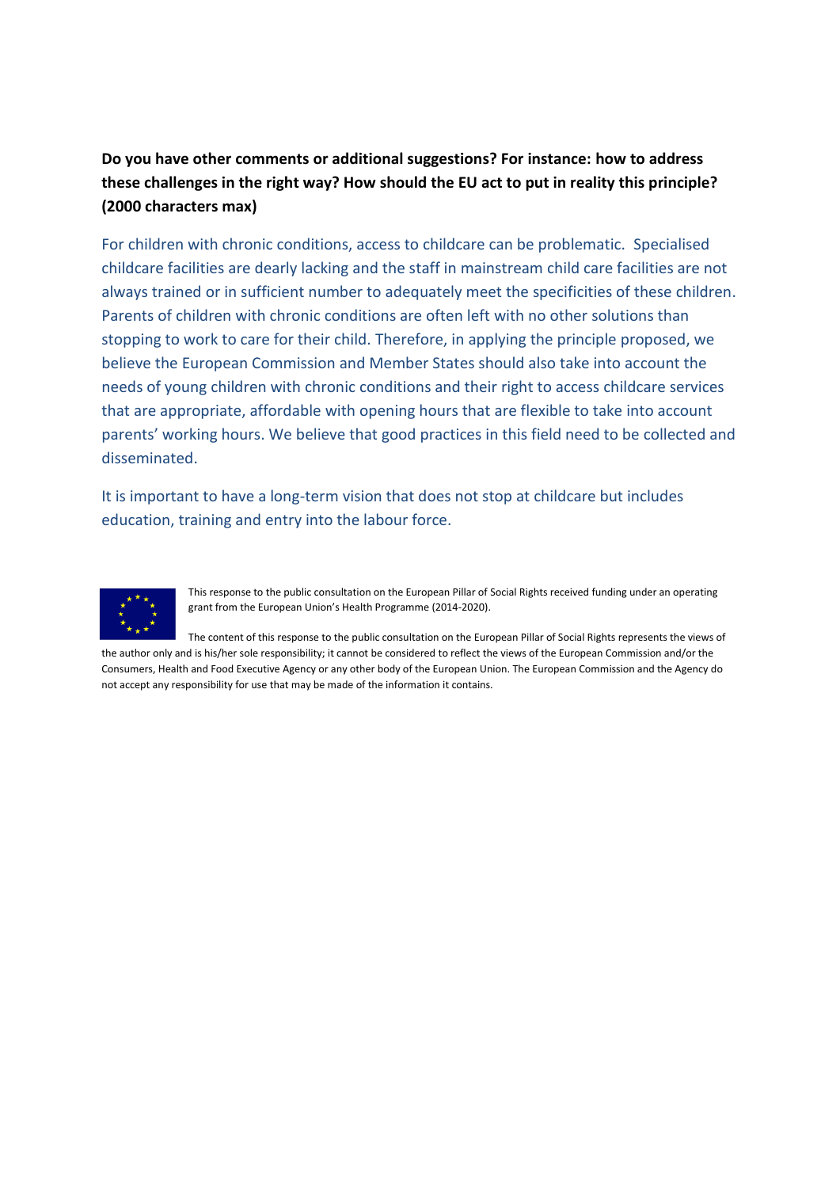**Do you have other comments or additional suggestions? For instance: how to address these challenges in the right way? How should the EU act to put in reality this principle? (2000 characters max)**

For children with chronic conditions, access to childcare can be problematic. Specialised childcare facilities are dearly lacking and the staff in mainstream child care facilities are not always trained or in sufficient number to adequately meet the specificities of these children. Parents of children with chronic conditions are often left with no other solutions than stopping to work to care for their child. Therefore, in applying the principle proposed, we believe the European Commission and Member States should also take into account the needs of young children with chronic conditions and their right to access childcare services that are appropriate, affordable with opening hours that are flexible to take into account parents' working hours. We believe that good practices in this field need to be collected and disseminated.

It is important to have a long-term vision that does not stop at childcare but includes education, training and entry into the labour force.

This response to the public consultation on the European Pillar of Social Rights received funding under an operating grant from the European Union's Health Programme (2014-2020).

The content of this response to the public consultation on the European Pillar of Social Rights represents the views of the author only and is his/her sole responsibility; it cannot be considered to reflect the views of the European Commission and/or the Consumers, Health and Food Executive Agency or any other body of the European Union. The European Commission and the Agency do not accept any responsibility for use that may be made of the information it contains.